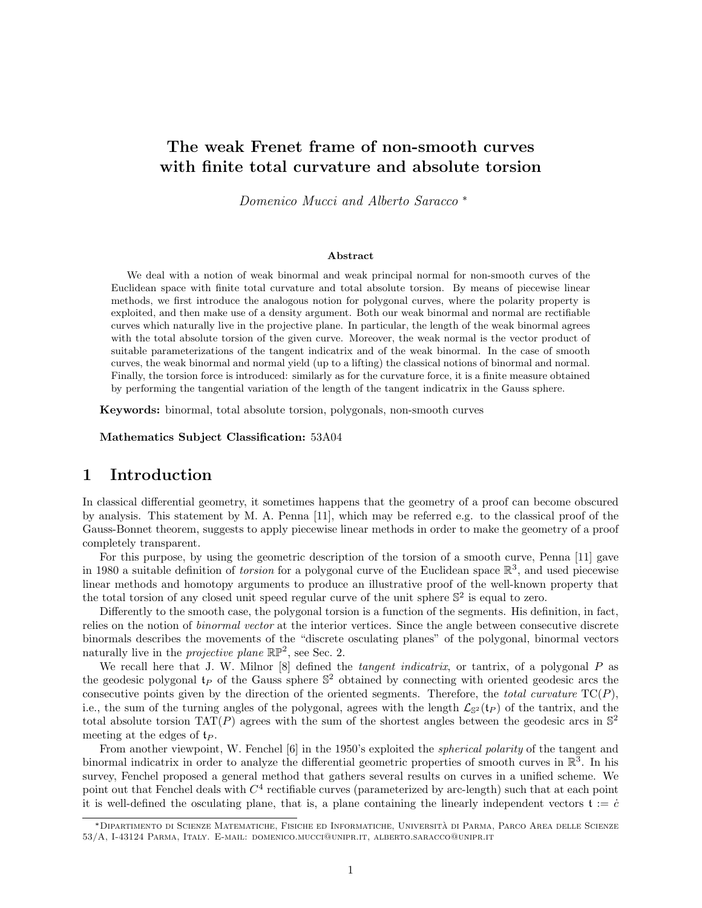# The weak Frenet frame of non-smooth curves with finite total curvature and absolute torsion

*Domenico Mucci and Alberto Saracco* *

### Abstract

We deal with a notion of weak binormal and weak principal normal for non-smooth curves of the Euclidean space with finite total curvature and total absolute torsion. By means of piecewise linear methods, we first introduce the analogous notion for polygonal curves, where the polarity property is exploited, and then make use of a density argument. Both our weak binormal and normal are rectifiable curves which naturally live in the projective plane. In particular, the length of the weak binormal agrees with the total absolute torsion of the given curve. Moreover, the weak normal is the vector product of suitable parameterizations of the tangent indicatrix and of the weak binormal. In the case of smooth curves, the weak binormal and normal yield (up to a lifting) the classical notions of binormal and normal. Finally, the torsion force is introduced: similarly as for the curvature force, it is a finite measure obtained by performing the tangential variation of the length of the tangent indicatrix in the Gauss sphere.

**Keywords:** binormal, total absolute torsion, polygonals, non-smooth curves

**Mathematics Subject Classification:** 53A04

## 1 Introduction

In classical differential geometry, it sometimes happens that the geometry of a proof can become obscured by analysis. This statement by M. A. Penna [11], which may be referred e.g. to the classical proof of the Gauss-Bonnet theorem, suggests to apply piecewise linear methods in order to make the geometry of a proof completely transparent.

For this purpose, by using the geometric description of the torsion of a smooth curve, Penna [11] gave in 1980 a suitable definition of *torsion* for a polygonal curve of the Euclidean space $\mathbb{R}^3$, and used piecewise linear methods and homotopy arguments to produce an illustrative proof of the well-known property that the total torsion of any closed unit speed regular curve of the unit sphere $\mathbb{S}^2$ is equal to zero.

Differently to the smooth case, the polygonal torsion is a function of the segments. His definition, in fact, relies on the notion of *binormal vector* at the interior vertices. Since the angle between consecutive discrete binormals describes the movements of the "discrete osculating planes" of the polygonal, binormal vectors naturally live in the *projective plane* $\mathbb{RP}^2$, see Sec. 2.

We recall here that J. W. Milnor [8] defined the *tangent indicatrix*, or tantrix, of a polygonal $P$ as the geodesic polygonal $\mathfrak{t}_P$ of the Gauss sphere $\mathbb{S}^2$ obtained by connecting with oriented geodesic arcs the consecutive points given by the direction of the oriented segments. Therefore, the *total curvature* $\mathrm{TC}(P)$, i.e., the sum of the turning angles of the polygonal, agrees with the length $\mathcal{L}_{\mathbb{S}^2}(\mathfrak{t}_P)$ of the tantrix, and the total absolute torsion $\mathrm{TAT}(P)$ agrees with the sum of the shortest angles between the geodesic arcs in $\mathbb{S}^2$ meeting at the edges of $\mathfrak{t}_P$.

From another viewpoint, W. Fenchel [6] in the 1950's exploited the *spherical polarity* of the tangent and binormal indicatrix in order to analyze the differential geometric properties of smooth curves in $\mathbb{R}^3$. In his survey, Fenchel proposed a general method that gathers several results on curves in a unified scheme. We point out that Fenchel deals with $C^4$ rectifiable curves (parameterized by arc-length) such that at each point it is well-defined the osculating plane, that is, a plane containing the linearly independent vectors $\mathfrak{t} := \dot{c}$

---

*Dipartimento di Scienze Matematiche, Fisiche ed Informatiche, Università di Parma, Parco Area delle Scienze 53/A, I-43124 Parma, Italy. E-mail: domenico.mucci@unipr.it, alberto.saracco@unipr.it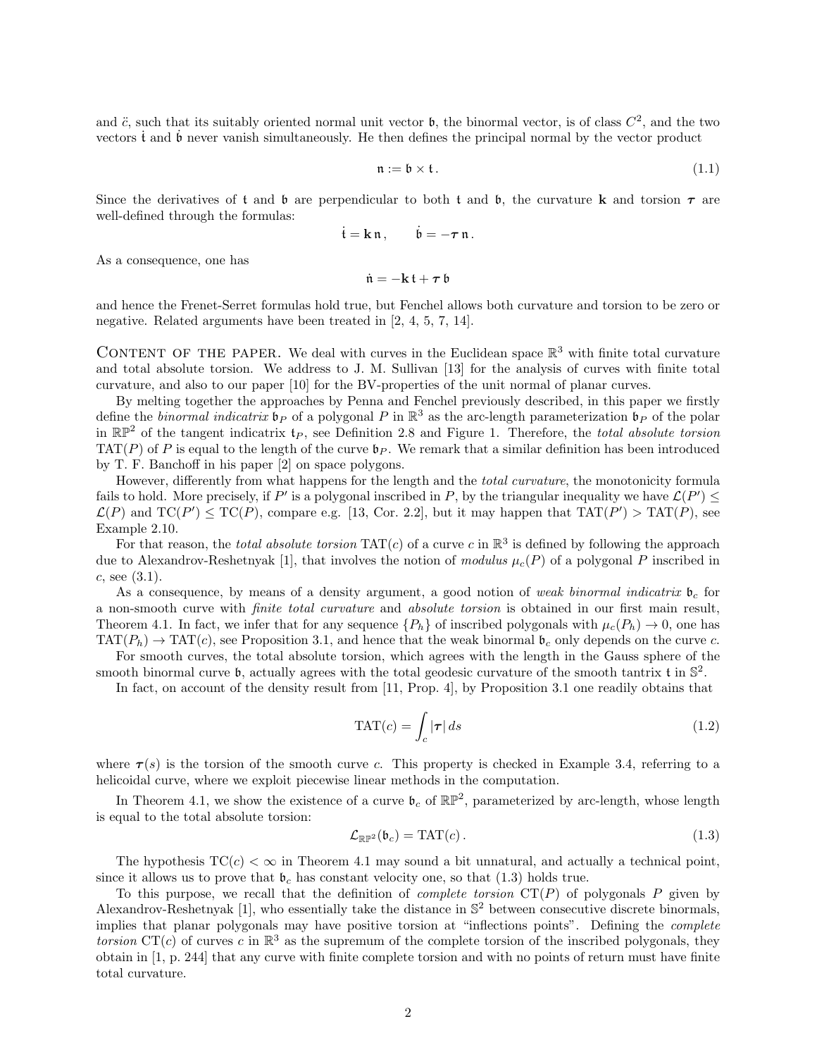and $\ddot{c}$, such that its suitably oriented normal unit vector $\mathfrak{b}$, the binormal vector, is of class $C^2$, and the two vectors $\dot{\mathfrak{t}}$ and $\dot{\mathfrak{b}}$ never vanish simultaneously. He then defines the principal normal by the vector product

$$\mathfrak{n} := \mathfrak{b} \times \mathfrak{t} \,. \tag{1.1}$$

Since the derivatives of $\mathfrak{t}$ and $\mathfrak{b}$ are perpendicular to both $\mathfrak{t}$ and $\mathfrak{b}$, the curvature $\mathbf{k}$ and torsion $\boldsymbol{\tau}$ are well-defined through the formulas:

$$\dot{\mathfrak{t}} = \mathbf{k}\,\mathfrak{n}\,, \qquad \dot{\mathfrak{b}} = -\boldsymbol{\tau}\,\mathfrak{n}\,.$$

As a consequence, one has

$$\dot{\mathfrak{n}} = -\mathbf{k}\,\mathfrak{t} + \boldsymbol{\tau}\,\mathfrak{b}$$

and hence the Frenet-Serret formulas hold true, but Fenchel allows both curvature and torsion to be zero or negative. Related arguments have been treated in [2, 4, 5, 7, 14].

**Content of the paper.** We deal with curves in the Euclidean space $\mathbb{R}^3$ with finite total curvature and total absolute torsion. We address to J. M. Sullivan [13] for the analysis of curves with finite total curvature, and also to our paper [10] for the BV-properties of the unit normal of planar curves.

By melting together the approaches by Penna and Fenchel previously described, in this paper we firstly define the *binormal indicatrix* $\mathfrak{b}_P$ of a polygonal $P$ in $\mathbb{R}^3$ as the arc-length parameterization $\mathfrak{b}_P$ of the polar in $\mathbb{RP}^2$ of the tangent indicatrix $\mathfrak{t}_P$, see Definition 2.8 and Figure 1. Therefore, the *total absolute torsion* $\mathrm{TAT}(P)$ of $P$ is equal to the length of the curve $\mathfrak{b}_P$. We remark that a similar definition has been introduced by T. F. Banchoff in his paper [2] on space polygons.

However, differently from what happens for the length and the *total curvature*, the monotonicity formula fails to hold. More precisely, if $P'$ is a polygonal inscribed in $P$, by the triangular inequality we have $\mathcal{L}(P') \leq \mathcal{L}(P)$ and $\mathrm{TC}(P') \leq \mathrm{TC}(P)$, compare e.g. [13, Cor. 2.2], but it may happen that $\mathrm{TAT}(P') > \mathrm{TAT}(P)$, see Example 2.10.

For that reason, the *total absolute torsion* $\mathrm{TAT}(c)$ of a curve $c$ in $\mathbb{R}^3$ is defined by following the approach due to Alexandrov-Reshetnyak [1], that involves the notion of *modulus* $\mu_c(P)$ of a polygonal $P$ inscribed in $c$, see (3.1).

As a consequence, by means of a density argument, a good notion of *weak binormal indicatrix* $\mathfrak{b}_c$ for a non-smooth curve with *finite total curvature* and *absolute torsion* is obtained in our first main result, Theorem 4.1. In fact, we infer that for any sequence $\{P_h\}$ of inscribed polygonals with $\mu_c(P_h) \to 0$, one has $\mathrm{TAT}(P_h) \to \mathrm{TAT}(c)$, see Proposition 3.1, and hence that the weak binormal $\mathfrak{b}_c$ only depends on the curve $c$.

For smooth curves, the total absolute torsion, which agrees with the length in the Gauss sphere of the smooth binormal curve $\mathfrak{b}$, actually agrees with the total geodesic curvature of the smooth tantrix $\mathfrak{t}$ in $\mathbb{S}^2$.

In fact, on account of the density result from [11, Prop. 4], by Proposition 3.1 one readily obtains that

$$\mathrm{TAT}(c) = \int_c |\boldsymbol{\tau}|\, ds \tag{1.2}$$

where $\boldsymbol{\tau}(s)$ is the torsion of the smooth curve $c$. This property is checked in Example 3.4, referring to a helicoidal curve, where we exploit piecewise linear methods in the computation.

In Theorem 4.1, we show the existence of a curve $\mathfrak{b}_c$ of $\mathbb{RP}^2$, parameterized by arc-length, whose length is equal to the total absolute torsion:

$$\mathcal{L}_{\mathbb{RP}^2}(\mathfrak{b}_c) = \mathrm{TAT}(c)\,. \tag{1.3}$$

The hypothesis $\mathrm{TC}(c) < \infty$ in Theorem 4.1 may sound a bit unnatural, and actually a technical point, since it allows us to prove that $\mathfrak{b}_c$ has constant velocity one, so that (1.3) holds true.

To this purpose, we recall that the definition of *complete torsion* $\mathrm{CT}(P)$ of polygonals $P$ given by Alexandrov-Reshetnyak [1], who essentially take the distance in $\mathbb{S}^2$ between consecutive discrete binormals, implies that planar polygonals may have positive torsion at "inflections points". Defining the *complete torsion* $\mathrm{CT}(c)$ of curves $c$ in $\mathbb{R}^3$ as the supremum of the complete torsion of the inscribed polygonals, they obtain in [1, p. 244] that any curve with finite complete torsion and with no points of return must have finite total curvature.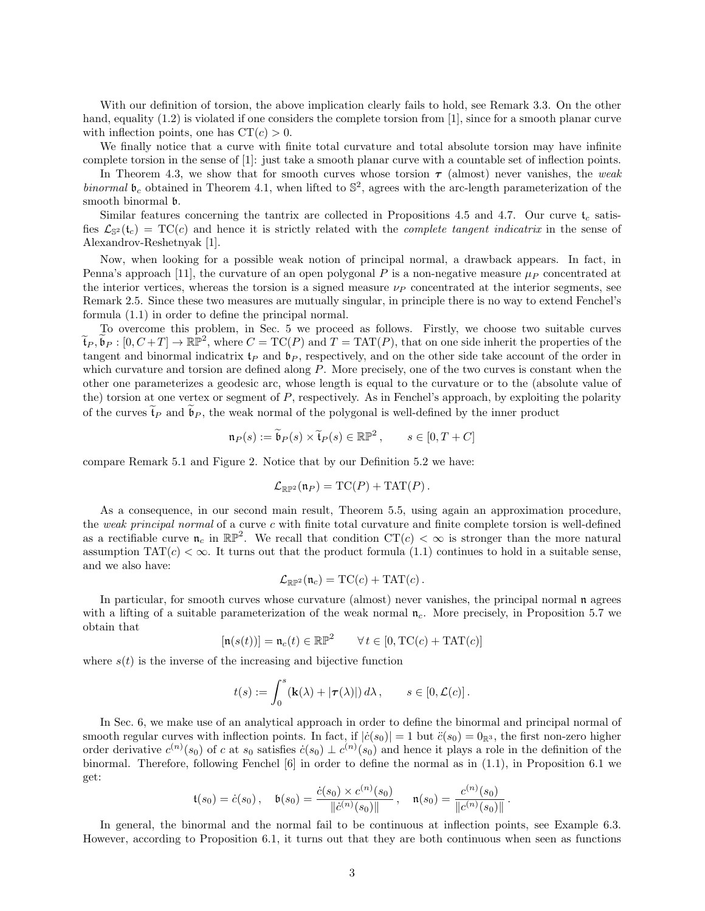With our definition of torsion, the above implication clearly fails to hold, see Remark 3.3. On the other hand, equality (1.2) is violated if one considers the complete torsion from [1], since for a smooth planar curve with inflection points, one has $\mathrm{CT}(c) > 0$.

We finally notice that a curve with finite total curvature and total absolute torsion may have infinite complete torsion in the sense of [1]: just take a smooth planar curve with a countable set of inflection points.

In Theorem 4.3, we show that for smooth curves whose torsion $\boldsymbol{\tau}$ (almost) never vanishes, the *weak binormal* $\mathfrak{b}_c$ obtained in Theorem 4.1, when lifted to $\mathbb{S}^2$, agrees with the arc-length parameterization of the smooth binormal $\mathfrak{b}$.

Similar features concerning the tantrix are collected in Propositions 4.5 and 4.7. Our curve $\mathfrak{t}_c$ satisfies $\mathcal{L}_{\mathbb{S}^2}(\mathfrak{t}_c) = \mathrm{TC}(c)$ and hence it is strictly related with the *complete tangent indicatrix* in the sense of Alexandrov-Reshetnyak [1].

Now, when looking for a possible weak notion of principal normal, a drawback appears. In fact, in Penna's approach [11], the curvature of an open polygonal $P$ is a non-negative measure $\mu_P$ concentrated at the interior vertices, whereas the torsion is a signed measure $\nu_P$ concentrated at the interior segments, see Remark 2.5. Since these two measures are mutually singular, in principle there is no way to extend Fenchel's formula (1.1) in order to define the principal normal.

To overcome this problem, in Sec. 5 we proceed as follows. Firstly, we choose two suitable curves $\widetilde{\mathfrak{t}}_P, \widetilde{\mathfrak{b}}_P : [0, C+T] \to \mathbb{RP}^2$, where $C = \mathrm{TC}(P)$ and $T = \mathrm{TAT}(P)$, that on one side inherit the properties of the tangent and binormal indicatrix $\mathfrak{t}_P$ and $\mathfrak{b}_P$, respectively, and on the other side take account of the order in which curvature and torsion are defined along $P$. More precisely, one of the two curves is constant when the other one parameterizes a geodesic arc, whose length is equal to the curvature or to the (absolute value of the) torsion at one vertex or segment of $P$, respectively. As in Fenchel's approach, by exploiting the polarity of the curves $\widetilde{\mathfrak{t}}_P$ and $\widetilde{\mathfrak{b}}_P$, the weak normal of the polygonal is well-defined by the inner product

$$\mathfrak{n}_P(s) := \widetilde{\mathfrak{b}}_P(s) \times \widetilde{\mathfrak{t}}_P(s) \in \mathbb{RP}^2 , \qquad s \in [0, T + C]$$

compare Remark 5.1 and Figure 2. Notice that by our Definition 5.2 we have:

$$\mathcal{L}_{\mathbb{RP}^2}(\mathfrak{n}_P) = \mathrm{TC}(P) + \mathrm{TAT}(P) .$$

As a consequence, in our second main result, Theorem 5.5, using again an approximation procedure, the *weak principal normal* of a curve $c$ with finite total curvature and finite complete torsion is well-defined as a rectifiable curve $\mathfrak{n}_c$ in $\mathbb{RP}^2$. We recall that condition $\mathrm{CT}(c) < \infty$ is stronger than the more natural assumption $\mathrm{TAT}(c) < \infty$. It turns out that the product formula (1.1) continues to hold in a suitable sense, and we also have:

$$\mathcal{L}_{\mathbb{RP}^2}(\mathfrak{n}_c) = \mathrm{TC}(c) + \mathrm{TAT}(c) .$$

In particular, for smooth curves whose curvature (almost) never vanishes, the principal normal $\mathfrak{n}$ agrees with a lifting of a suitable parameterization of the weak normal $\mathfrak{n}_c$. More precisely, in Proposition 5.7 we obtain that

$$[\mathfrak{n}(s(t))] = \mathfrak{n}_c(t) \in \mathbb{RP}^2 \qquad \forall\, t \in [0, \mathrm{TC}(c) + \mathrm{TAT}(c)]$$

where $s(t)$ is the inverse of the increasing and bijective function

$$t(s) := \int_0^s (\mathbf{k}(\lambda) + |\boldsymbol{\tau}(\lambda)|)\, d\lambda , \qquad s \in [0, \mathcal{L}(c)] .$$

In Sec. 6, we make use of an analytical approach in order to define the binormal and principal normal of smooth regular curves with inflection points. In fact, if $|\dot{c}(s_0)| = 1$ but $\ddot{c}(s_0) = 0_{\mathbb{R}^3}$, the first non-zero higher order derivative $c^{(n)}(s_0)$ of $c$ at $s_0$ satisfies $\dot{c}(s_0) \perp c^{(n)}(s_0)$ and hence it plays a role in the definition of the binormal. Therefore, following Fenchel [6] in order to define the normal as in (1.1), in Proposition 6.1 we get:

$$\mathfrak{t}(s_0) = \dot{c}(s_0) , \quad \mathfrak{b}(s_0) = \frac{\dot{c}(s_0) \times c^{(n)}(s_0)}{\|\dot{c}^{(n)}(s_0)\|} , \quad \mathfrak{n}(s_0) = \frac{c^{(n)}(s_0)}{\|c^{(n)}(s_0)\|} .$$

In general, the binormal and the normal fail to be continuous at inflection points, see Example 6.3. However, according to Proposition 6.1, it turns out that they are both continuous when seen as functions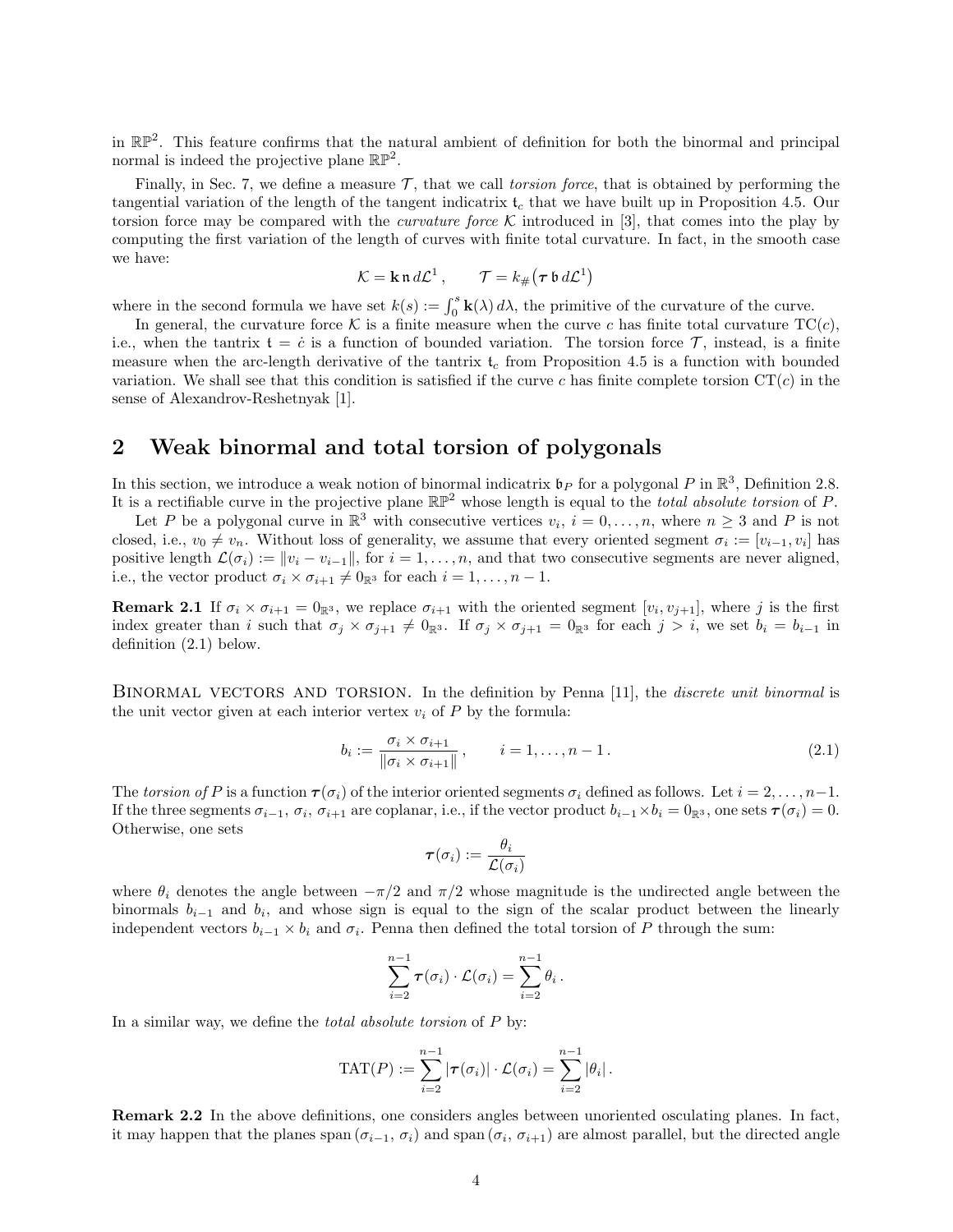in $\mathbb{RP}^2$. This feature confirms that the natural ambient of definition for both the binormal and principal normal is indeed the projective plane $\mathbb{RP}^2$.

Finally, in Sec. 7, we define a measure $\mathcal{T}$, that we call *torsion force*, that is obtained by performing the tangential variation of the length of the tangent indicatrix $\mathfrak{t}_c$ that we have built up in Proposition 4.5. Our torsion force may be compared with the *curvature force* $\mathcal{K}$ introduced in [3], that comes into the play by computing the first variation of the length of curves with finite total curvature. In fact, in the smooth case we have:

$$\mathcal{K} = \mathbf{k}\,\mathfrak{n}\,d\mathcal{L}^1\,, \qquad \mathcal{T} = k_\#\big(\boldsymbol{\tau}\,\mathfrak{b}\,d\mathcal{L}^1\big)$$

where in the second formula we have set $k(s) := \int_0^s \mathbf{k}(\lambda)\,d\lambda$, the primitive of the curvature of the curve.

In general, the curvature force $\mathcal{K}$ is a finite measure when the curve $c$ has finite total curvature $\mathrm{TC}(c)$, i.e., when the tantrix $\mathfrak{t} = \dot{c}$ is a function of bounded variation. The torsion force $\mathcal{T}$, instead, is a finite measure when the arc-length derivative of the tantrix $\mathfrak{t}_c$ from Proposition 4.5 is a function with bounded variation. We shall see that this condition is satisfied if the curve $c$ has finite complete torsion $\mathrm{CT}(c)$ in the sense of Alexandrov-Reshetnyak [1].

## 2 Weak binormal and total torsion of polygonals

In this section, we introduce a weak notion of binormal indicatrix $\mathfrak{b}_P$ for a polygonal $P$ in $\mathbb{R}^3$, Definition 2.8. It is a rectifiable curve in the projective plane $\mathbb{RP}^2$ whose length is equal to the *total absolute torsion* of $P$.

Let $P$ be a polygonal curve in $\mathbb{R}^3$ with consecutive vertices $v_i$, $i = 0, \ldots, n$, where $n \geq 3$ and $P$ is not closed, i.e., $v_0 \neq v_n$. Without loss of generality, we assume that every oriented segment $\sigma_i := [v_{i-1}, v_i]$ has positive length $\mathcal{L}(\sigma_i) := \|v_i - v_{i-1}\|$, for $i = 1, \ldots, n$, and that two consecutive segments are never aligned, i.e., the vector product $\sigma_i \times \sigma_{i+1} \neq 0_{\mathbb{R}^3}$ for each $i = 1, \ldots, n-1$.

**Remark 2.1** If $\sigma_i \times \sigma_{i+1} = 0_{\mathbb{R}^3}$, we replace $\sigma_{i+1}$ with the oriented segment $[v_i, v_{j+1}]$, where $j$ is the first index greater than $i$ such that $\sigma_j \times \sigma_{j+1} \neq 0_{\mathbb{R}^3}$. If $\sigma_j \times \sigma_{j+1} = 0_{\mathbb{R}^3}$ for each $j > i$, we set $b_i = b_{i-1}$ in definition (2.1) below.

Binormal vectors and torsion. In the definition by Penna [11], the *discrete unit binormal* is the unit vector given at each interior vertex $v_i$ of $P$ by the formula:

$$b_i := \frac{\sigma_i \times \sigma_{i+1}}{\|\sigma_i \times \sigma_{i+1}\|}\,, \qquad i = 1, \ldots, n-1\,. \tag{2.1}$$

The *torsion of* $P$ is a function $\boldsymbol{\tau}(\sigma_i)$ of the interior oriented segments $\sigma_i$ defined as follows. Let $i = 2, \ldots, n-1$. If the three segments $\sigma_{i-1}$, $\sigma_i$, $\sigma_{i+1}$ are coplanar, i.e., if the vector product $b_{i-1} \times b_i = 0_{\mathbb{R}^3}$, one sets $\boldsymbol{\tau}(\sigma_i) = 0$. Otherwise, one sets

$$\boldsymbol{\tau}(\sigma_i) := \frac{\theta_i}{\mathcal{L}(\sigma_i)}$$

where $\theta_i$ denotes the angle between $-\pi/2$ and $\pi/2$ whose magnitude is the undirected angle between the binormals $b_{i-1}$ and $b_i$, and whose sign is equal to the sign of the scalar product between the linearly independent vectors $b_{i-1} \times b_i$ and $\sigma_i$. Penna then defined the total torsion of $P$ through the sum:

$$\sum_{i=2}^{n-1} \boldsymbol{\tau}(\sigma_i) \cdot \mathcal{L}(\sigma_i) = \sum_{i=2}^{n-1} \theta_i\,.$$

In a similar way, we define the *total absolute torsion* of $P$ by:

$$\mathrm{TAT}(P) := \sum_{i=2}^{n-1} |\boldsymbol{\tau}(\sigma_i)| \cdot \mathcal{L}(\sigma_i) = \sum_{i=2}^{n-1} |\theta_i|\,.$$

**Remark 2.2** In the above definitions, one considers angles between unoriented osculating planes. In fact, it may happen that the planes $\mathrm{span}\,(\sigma_{i-1}, \sigma_i)$ and $\mathrm{span}\,(\sigma_i, \sigma_{i+1})$ are almost parallel, but the directed angle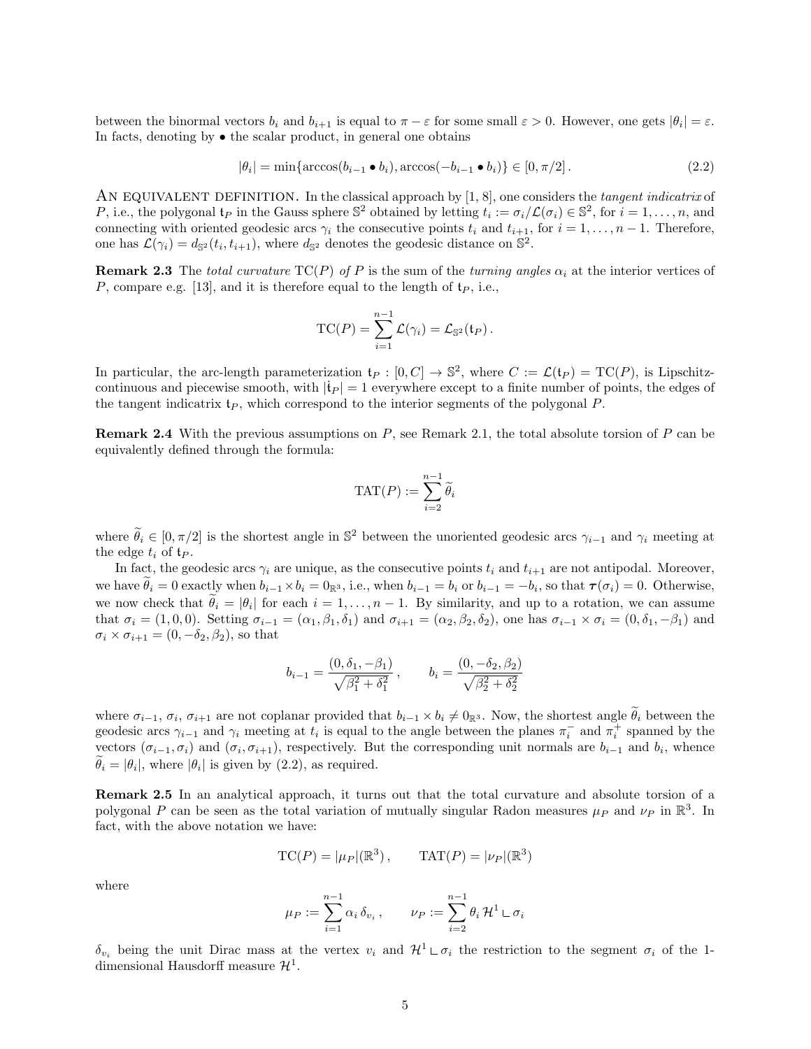between the binormal vectors $b_i$ and $b_{i+1}$ is equal to $\pi - \varepsilon$ for some small $\varepsilon > 0$. However, one gets $|\theta_i| = \varepsilon$. In facts, denoting by $\bullet$ the scalar product, in general one obtains

$$|\theta_i| = \min\{\arccos(b_{i-1} \bullet b_i), \arccos(-b_{i-1} \bullet b_i)\} \in [0, \pi/2]\,. \tag{2.2}$$

An equivalent definition. In the classical approach by [1, 8], one considers the *tangent indicatrix* of $P$, i.e., the polygonal $\mathfrak{t}_P$ in the Gauss sphere $\mathbb{S}^2$ obtained by letting $t_i := \sigma_i/\mathcal{L}(\sigma_i) \in \mathbb{S}^2$, for $i = 1, \ldots, n$, and connecting with oriented geodesic arcs $\gamma_i$ the consecutive points $t_i$ and $t_{i+1}$, for $i = 1, \ldots, n-1$. Therefore, one has $\mathcal{L}(\gamma_i) = d_{\mathbb{S}^2}(t_i, t_{i+1})$, where $d_{\mathbb{S}^2}$ denotes the geodesic distance on $\mathbb{S}^2$.

**Remark 2.3** The *total curvature* $\mathrm{TC}(P)$ *of* $P$ is the sum of the *turning angles* $\alpha_i$ at the interior vertices of $P$, compare e.g. [13], and it is therefore equal to the length of $\mathfrak{t}_P$, i.e.,

$$\mathrm{TC}(P) = \sum_{i=1}^{n-1} \mathcal{L}(\gamma_i) = \mathcal{L}_{\mathbb{S}^2}(\mathfrak{t}_P)\,.$$

In particular, the arc-length parameterization $\mathfrak{t}_P : [0, C] \to \mathbb{S}^2$, where $C := \mathcal{L}(\mathfrak{t}_P) = \mathrm{TC}(P)$, is Lipschitz-continuous and piecewise smooth, with $|\dot{\mathfrak{t}}_P| = 1$ everywhere except to a finite number of points, the edges of the tangent indicatrix $\mathfrak{t}_P$, which correspond to the interior segments of the polygonal $P$.

**Remark 2.4** With the previous assumptions on $P$, see Remark 2.1, the total absolute torsion of $P$ can be equivalently defined through the formula:

$$\mathrm{TAT}(P) := \sum_{i=2}^{n-1} \widetilde{\theta}_i$$

where $\widetilde{\theta}_i \in [0, \pi/2]$ is the shortest angle in $\mathbb{S}^2$ between the unoriented geodesic arcs $\gamma_{i-1}$ and $\gamma_i$ meeting at the edge $t_i$ of $\mathfrak{t}_P$.

In fact, the geodesic arcs $\gamma_i$ are unique, as the consecutive points $t_i$ and $t_{i+1}$ are not antipodal. Moreover, we have $\widetilde{\theta}_i = 0$ exactly when $b_{i-1} \times b_i = 0_{\mathbb{R}^3}$, i.e., when $b_{i-1} = b_i$ or $b_{i-1} = -b_i$, so that $\boldsymbol{\tau}(\sigma_i) = 0$. Otherwise, we now check that $\widetilde{\theta}_i = |\theta_i|$ for each $i = 1, \ldots, n-1$. By similarity, and up to a rotation, we can assume that $\sigma_i = (1, 0, 0)$. Setting $\sigma_{i-1} = (\alpha_1, \beta_1, \delta_1)$ and $\sigma_{i+1} = (\alpha_2, \beta_2, \delta_2)$, one has $\sigma_{i-1} \times \sigma_i = (0, \delta_1, -\beta_1)$ and $\sigma_i \times \sigma_{i+1} = (0, -\delta_2, \beta_2)$, so that

$$b_{i-1} = \frac{(0, \delta_1, -\beta_1)}{\sqrt{\beta_1^2 + \delta_1^2}}\,, \qquad b_i = \frac{(0, -\delta_2, \beta_2)}{\sqrt{\beta_2^2 + \delta_2^2}}$$

where $\sigma_{i-1}$, $\sigma_i$, $\sigma_{i+1}$ are not coplanar provided that $b_{i-1} \times b_i \neq 0_{\mathbb{R}^3}$. Now, the shortest angle $\widetilde{\theta}_i$ between the geodesic arcs $\gamma_{i-1}$ and $\gamma_i$ meeting at $t_i$ is equal to the angle between the planes $\pi_i^-$ and $\pi_i^+$ spanned by the vectors $(\sigma_{i-1}, \sigma_i)$ and $(\sigma_i, \sigma_{i+1})$, respectively. But the corresponding unit normals are $b_{i-1}$ and $b_i$, whence $\widetilde{\theta}_i = |\theta_i|$, where $|\theta_i|$ is given by (2.2), as required.

**Remark 2.5** In an analytical approach, it turns out that the total curvature and absolute torsion of a polygonal $P$ can be seen as the total variation of mutually singular Radon measures $\mu_P$ and $\nu_P$ in $\mathbb{R}^3$. In fact, with the above notation we have:

$$\mathrm{TC}(P) = |\mu_P|(\mathbb{R}^3)\,, \qquad \mathrm{TAT}(P) = |\nu_P|(\mathbb{R}^3)$$

where

$$\mu_P := \sum_{i=1}^{n-1} \alpha_i\, \delta_{v_i}\,, \qquad \nu_P := \sum_{i=2}^{n-1} \theta_i\, \mathcal{H}^1 \llcorner \sigma_i$$

$\delta_{v_i}$ being the unit Dirac mass at the vertex $v_i$ and $\mathcal{H}^1 \llcorner \sigma_i$ the restriction to the segment $\sigma_i$ of the 1-dimensional Hausdorff measure $\mathcal{H}^1$.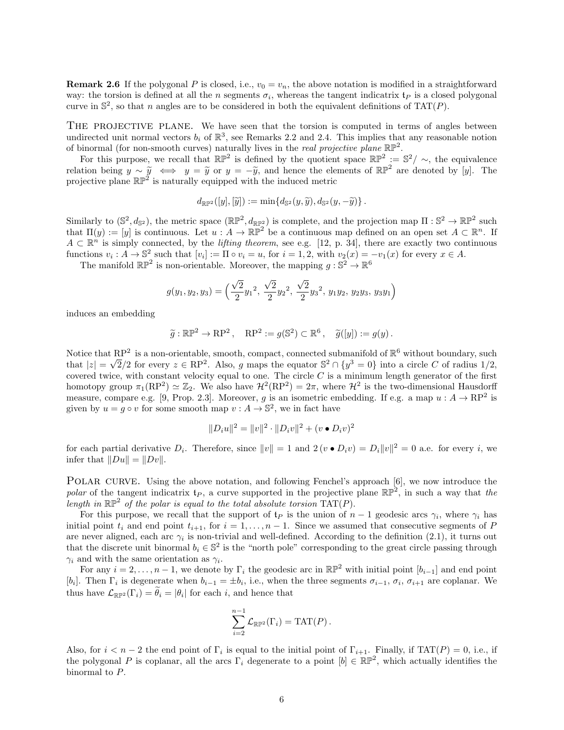**Remark 2.6** If the polygonal $P$ is closed, i.e., $v_0 = v_n$, the above notation is modified in a straightforward way: the torsion is defined at all the $n$ segments $\sigma_i$, whereas the tangent indicatrix $\mathfrak{t}_P$ is a closed polygonal curve in $\mathbb{S}^2$, so that $n$ angles are to be considered in both the equivalent definitions of $\mathrm{TAT}(P)$.

THE PROJECTIVE PLANE. We have seen that the torsion is computed in terms of angles between undirected unit normal vectors $b_i$ of $\mathbb{R}^3$, see Remarks 2.2 and 2.4. This implies that any reasonable notion of binormal (for non-smooth curves) naturally lives in the *real projective plane* $\mathbb{RP}^2$.

For this purpose, we recall that $\mathbb{RP}^2$ is defined by the quotient space $\mathbb{RP}^2 := \mathbb{S}^2/\sim$, the equivalence relation being $y \sim \widetilde{y} \iff y = \widetilde{y}$ or $y = -\widetilde{y}$, and hence the elements of $\mathbb{RP}^2$ are denoted by $[y]$. The projective plane $\mathbb{RP}^2$ is naturally equipped with the induced metric

$$d_{\mathbb{RP}^2}([y], [\widetilde{y}]) := \min\{d_{\mathbb{S}^2}(y, \widetilde{y}), d_{\mathbb{S}^2}(y, -\widetilde{y})\}\,.$$

Similarly to $(\mathbb{S}^2, d_{\mathbb{S}^2})$, the metric space $(\mathbb{RP}^2, d_{\mathbb{RP}^2})$ is complete, and the projection map $\Pi : \mathbb{S}^2 \to \mathbb{RP}^2$ such that $\Pi(y) := [y]$ is continuous. Let $u : A \to \mathbb{RP}^2$ be a continuous map defined on an open set $A \subset \mathbb{R}^n$. If $A \subset \mathbb{R}^n$ is simply connected, by the *lifting theorem*, see e.g. [12, p. 34], there are exactly two continuous functions $v_i : A \to \mathbb{S}^2$ such that $[v_i] := \Pi \circ v_i = u$, for $i = 1, 2$, with $v_2(x) = -v_1(x)$ for every $x \in A$.

The manifold $\mathbb{RP}^2$ is non-orientable. Moreover, the mapping $g : \mathbb{S}^2 \to \mathbb{R}^6$

$$g(y_1, y_2, y_3) = \Big(\frac{\sqrt{2}}{2}{y_1}^2,\ \frac{\sqrt{2}}{2}{y_2}^2,\ \frac{\sqrt{2}}{2}{y_3}^2,\ y_1 y_2,\ y_2 y_3,\ y_3 y_1\Big)$$

induces an embedding

$$\widetilde{g} : \mathbb{RP}^2 \to \mathrm{RP}^2\,, \quad \mathrm{RP}^2 := g(\mathbb{S}^2) \subset \mathbb{R}^6\,, \quad \widetilde{g}([y]) := g(y)\,.$$

Notice that $\mathrm{RP}^2$ is a non-orientable, smooth, compact, connected submanifold of $\mathbb{R}^6$ without boundary, such that $|z| = \sqrt{2}/2$ for every $z \in \mathrm{RP}^2$. Also, $g$ maps the equator $\mathbb{S}^2 \cap \{y^3 = 0\}$ into a circle $C$ of radius $1/2$, covered twice, with constant velocity equal to one. The circle $C$ is a minimum length generator of the first homotopy group $\pi_1(\mathrm{RP}^2) \simeq \mathbb{Z}_2$. We also have $\mathcal{H}^2(\mathrm{RP}^2) = 2\pi$, where $\mathcal{H}^2$ is the two-dimensional Hausdorff measure, compare e.g. [9, Prop. 2.3]. Moreover, $g$ is an isometric embedding. If e.g. a map $u : A \to \mathrm{RP}^2$ is given by $u = g \circ v$ for some smooth map $v : A \to \mathbb{S}^2$, we in fact have

$$\|D_i u\|^2 = \|v\|^2 \cdot \|D_i v\|^2 + (v \bullet D_i v)^2$$

for each partial derivative $D_i$. Therefore, since $\|v\| = 1$ and $2\,(v \bullet D_i v) = D_i\|v\|^2 = 0$ a.e. for every $i$, we infer that $\|Du\| = \|Dv\|$.

POLAR CURVE. Using the above notation, and following Fenchel's approach [6], we now introduce the *polar* of the tangent indicatrix $\mathfrak{t}_P$, a curve supported in the projective plane $\mathbb{RP}^2$, in such a way that *the length in* $\mathbb{RP}^2$ *of the polar is equal to the total absolute torsion* $\mathrm{TAT}(P)$.

For this purpose, we recall that the support of $\mathfrak{t}_P$ is the union of $n-1$ geodesic arcs $\gamma_i$, where $\gamma_i$ has initial point $t_i$ and end point $t_{i+1}$, for $i = 1, \ldots, n-1$. Since we assumed that consecutive segments of $P$ are never aligned, each arc $\gamma_i$ is non-trivial and well-defined. According to the definition (2.1), it turns out that the discrete unit binormal $b_i \in \mathbb{S}^2$ is the "north pole" corresponding to the great circle passing through $\gamma_i$ and with the same orientation as $\gamma_i$.

For any $i = 2, \ldots, n-1$, we denote by $\Gamma_i$ the geodesic arc in $\mathbb{RP}^2$ with initial point $[b_{i-1}]$ and end point $[b_i]$. Then $\Gamma_i$ is degenerate when $b_{i-1} = \pm b_i$, i.e., when the three segments $\sigma_{i-1}$, $\sigma_i$, $\sigma_{i+1}$ are coplanar. We thus have $\mathcal{L}_{\mathbb{RP}^2}(\Gamma_i) = \widetilde{\theta}_i = |\theta_i|$ for each $i$, and hence that

$$\sum_{i=2}^{n-1} \mathcal{L}_{\mathbb{RP}^2}(\Gamma_i) = \mathrm{TAT}(P)\,.$$

Also, for $i < n-2$ the end point of $\Gamma_i$ is equal to the initial point of $\Gamma_{i+1}$. Finally, if $\mathrm{TAT}(P) = 0$, i.e., if the polygonal $P$ is coplanar, all the arcs $\Gamma_i$ degenerate to a point $[b] \in \mathbb{RP}^2$, which actually identifies the binormal to $P$.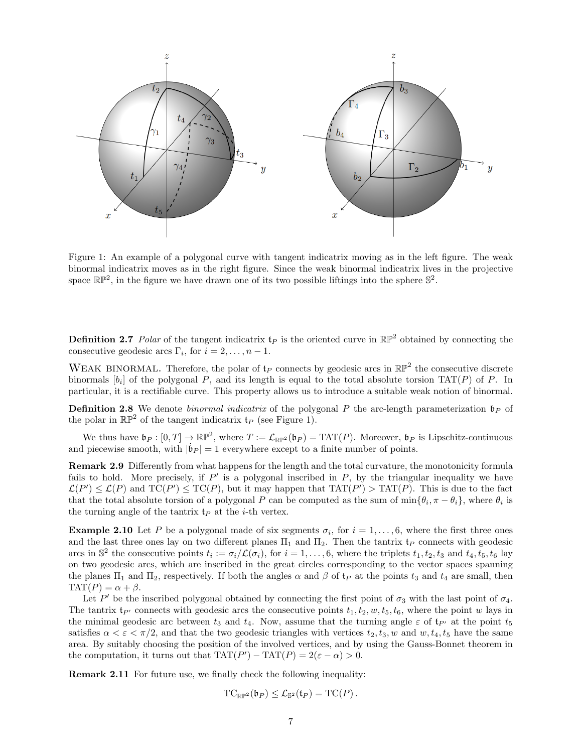Figure 1: An example of a polygonal curve with tangent indicatrix moving as in the left figure. The weak binormal indicatrix moves as in the right figure. Since the weak binormal indicatrix lives in the projective space $\mathbb{RP}^2$, in the figure we have drawn one of its two possible liftings into the sphere $\mathbb{S}^2$.

**Definition 2.7** *Polar* of the tangent indicatrix $\mathfrak{t}_P$ is the oriented curve in $\mathbb{RP}^2$ obtained by connecting the consecutive geodesic arcs $\Gamma_i$, for $i = 2, \ldots, n-1$.

WEAK BINORMAL. Therefore, the polar of $\mathfrak{t}_P$ connects by geodesic arcs in $\mathbb{RP}^2$ the consecutive discrete binormals $[b_i]$ of the polygonal $P$, and its length is equal to the total absolute torsion $\mathrm{TAT}(P)$ of $P$. In particular, it is a rectifiable curve. This property allows us to introduce a suitable weak notion of binormal.

**Definition 2.8** We denote *binormal indicatrix* of the polygonal $P$ the arc-length parameterization $\mathfrak{b}_P$ of the polar in $\mathbb{RP}^2$ of the tangent indicatrix $\mathfrak{t}_P$ (see Figure 1).

We thus have $\mathfrak{b}_P : [0, T] \to \mathbb{RP}^2$, where $T := \mathcal{L}_{\mathbb{RP}^2}(\mathfrak{b}_P) = \mathrm{TAT}(P)$. Moreover, $\mathfrak{b}_P$ is Lipschitz-continuous and piecewise smooth, with $|\dot{\mathfrak{b}}_P| = 1$ everywhere except to a finite number of points.

**Remark 2.9** Differently from what happens for the length and the total curvature, the monotonicity formula fails to hold. More precisely, if $P'$ is a polygonal inscribed in $P$, by the triangular inequality we have $\mathcal{L}(P') \leq \mathcal{L}(P)$ and $\mathrm{TC}(P') \leq \mathrm{TC}(P)$, but it may happen that $\mathrm{TAT}(P') > \mathrm{TAT}(P)$. This is due to the fact that the total absolute torsion of a polygonal $P$ can be computed as the sum of $\min\{\theta_i, \pi - \theta_i\}$, where $\theta_i$ is the turning angle of the tantrix $\mathfrak{t}_P$ at the $i$-th vertex.

**Example 2.10** Let $P$ be a polygonal made of six segments $\sigma_i$, for $i = 1, \ldots, 6$, where the first three ones and the last three ones lay on two different planes $\Pi_1$ and $\Pi_2$. Then the tantrix $\mathfrak{t}_P$ connects with geodesic arcs in $\mathbb{S}^2$ the consecutive points $t_i := \sigma_i / \mathcal{L}(\sigma_i)$, for $i = 1, \ldots, 6$, where the triplets $t_1, t_2, t_3$ and $t_4, t_5, t_6$ lay on two geodesic arcs, which are inscribed in the great circles corresponding to the vector spaces spanning the planes $\Pi_1$ and $\Pi_2$, respectively. If both the angles $\alpha$ and $\beta$ of $\mathfrak{t}_P$ at the points $t_3$ and $t_4$ are small, then $\mathrm{TAT}(P) = \alpha + \beta$.

Let $P'$ be the inscribed polygonal obtained by connecting the first point of $\sigma_3$ with the last point of $\sigma_4$. The tantrix $\mathfrak{t}_{P'}$ connects with geodesic arcs the consecutive points $t_1, t_2, w, t_5, t_6$, where the point $w$ lays in the minimal geodesic arc between $t_3$ and $t_4$. Now, assume that the turning angle $\varepsilon$ of $\mathfrak{t}_{P'}$ at the point $t_5$ satisfies $\alpha < \varepsilon < \pi/2$, and that the two geodesic triangles with vertices $t_2, t_3, w$ and $w, t_4, t_5$ have the same area. By suitably choosing the position of the involved vertices, and by using the Gauss-Bonnet theorem in the computation, it turns out that $\mathrm{TAT}(P') - \mathrm{TAT}(P) = 2(\varepsilon - \alpha) > 0$.

**Remark 2.11** For future use, we finally check the following inequality:

$$\mathrm{TC}_{\mathbb{RP}^2}(\mathfrak{b}_P) \leq \mathcal{L}_{\mathbb{S}^2}(\mathfrak{t}_P) = \mathrm{TC}(P).$$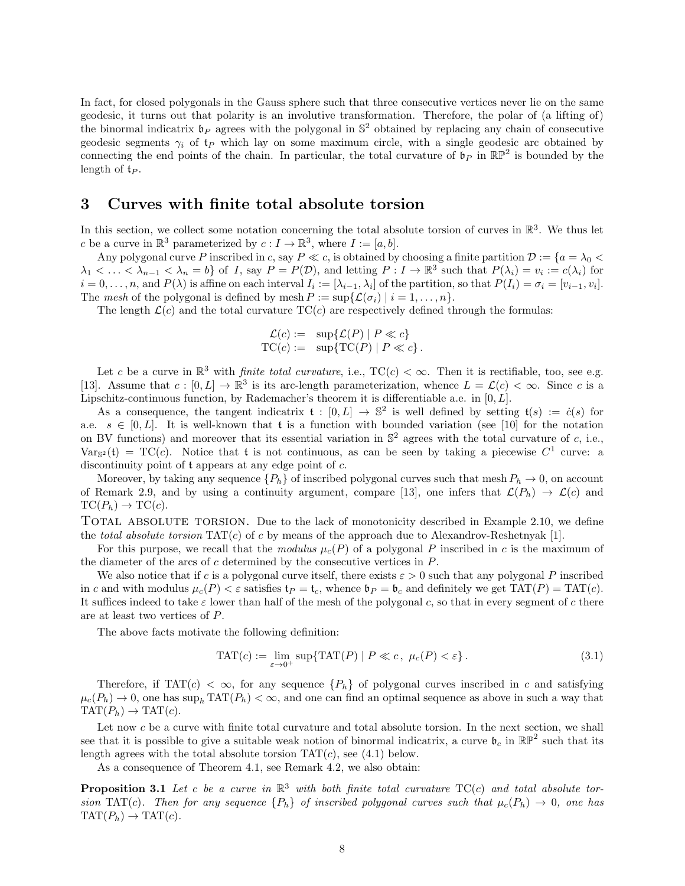In fact, for closed polygonals in the Gauss sphere such that three consecutive vertices never lie on the same geodesic, it turns out that polarity is an involutive transformation. Therefore, the polar of (a lifting of) the binormal indicatrix $\mathfrak{b}_P$ agrees with the polygonal in $\mathbb{S}^2$ obtained by replacing any chain of consecutive geodesic segments $\gamma_i$ of $\mathfrak{t}_P$ which lay on some maximum circle, with a single geodesic arc obtained by connecting the end points of the chain. In particular, the total curvature of $\mathfrak{b}_P$ in $\mathbb{RP}^2$ is bounded by the length of $\mathfrak{t}_P$.

## 3 Curves with finite total absolute torsion

In this section, we collect some notation concerning the total absolute torsion of curves in $\mathbb{R}^3$. We thus let $c$ be a curve in $\mathbb{R}^3$ parameterized by $c : I \to \mathbb{R}^3$, where $I := [a, b]$.

Any polygonal curve $P$ inscribed in $c$, say $P \ll c$, is obtained by choosing a finite partition $\mathcal{D} := \{a = \lambda_0 < \lambda_1 < \ldots < \lambda_{n-1} < \lambda_n = b\}$ of $I$, say $P = P(\mathcal{D})$, and letting $P : I \to \mathbb{R}^3$ such that $P(\lambda_i) = v_i := c(\lambda_i)$ for $i = 0, \ldots, n$, and $P(\lambda)$ is affine on each interval $I_i := [\lambda_{i-1}, \lambda_i]$ of the partition, so that $P(I_i) = \sigma_i = [v_{i-1}, v_i]$. The *mesh* of the polygonal is defined by mesh $P := \sup\{\mathcal{L}(\sigma_i) \mid i = 1, \ldots, n\}$.

The length $\mathcal{L}(c)$ and the total curvature $\mathrm{TC}(c)$ are respectively defined through the formulas:

$$\begin{aligned} \mathcal{L}(c) &:= \sup\{\mathcal{L}(P) \mid P \ll c\} \\ \mathrm{TC}(c) &:= \sup\{\mathrm{TC}(P) \mid P \ll c\}\,. \end{aligned}$$

Let $c$ be a curve in $\mathbb{R}^3$ with *finite total curvature*, i.e., $\mathrm{TC}(c) < \infty$. Then it is rectifiable, too, see e.g. [13]. Assume that $c : [0, L] \to \mathbb{R}^3$ is its arc-length parameterization, whence $L = \mathcal{L}(c) < \infty$. Since $c$ is a Lipschitz-continuous function, by Rademacher's theorem it is differentiable a.e. in $[0, L]$.

As a consequence, the tangent indicatrix $\mathfrak{t} : [0, L] \to \mathbb{S}^2$ is well defined by setting $\mathfrak{t}(s) := \dot{c}(s)$ for a.e. $s \in [0, L]$. It is well-known that $\mathfrak{t}$ is a function with bounded variation (see [10] for the notation on BV functions) and moreover that its essential variation in $\mathbb{S}^2$ agrees with the total curvature of $c$, i.e., $\mathrm{Var}_{\mathbb{S}^2}(\mathfrak{t}) = \mathrm{TC}(c)$. Notice that $\mathfrak{t}$ is not continuous, as can be seen by taking a piecewise $C^1$ curve: a discontinuity point of $\mathfrak{t}$ appears at any edge point of $c$.

Moreover, by taking any sequence $\{P_h\}$ of inscribed polygonal curves such that mesh $P_h \to 0$, on account of Remark 2.9, and by using a continuity argument, compare [13], one infers that $\mathcal{L}(P_h) \to \mathcal{L}(c)$ and $\mathrm{TC}(P_h) \to \mathrm{TC}(c)$.

Total absolute torsion. Due to the lack of monotonicity described in Example 2.10, we define the *total absolute torsion* $\mathrm{TAT}(c)$ of $c$ by means of the approach due to Alexandrov-Reshetnyak [1].

For this purpose, we recall that the *modulus* $\mu_c(P)$ of a polygonal $P$ inscribed in $c$ is the maximum of the diameter of the arcs of $c$ determined by the consecutive vertices in $P$.

We also notice that if $c$ is a polygonal curve itself, there exists $\varepsilon > 0$ such that any polygonal $P$ inscribed in $c$ and with modulus $\mu_c(P) < \varepsilon$ satisfies $\mathfrak{t}_P = \mathfrak{t}_c$, whence $\mathfrak{b}_P = \mathfrak{b}_c$ and definitely we get $\mathrm{TAT}(P) = \mathrm{TAT}(c)$. It suffices indeed to take $\varepsilon$ lower than half of the mesh of the polygonal $c$, so that in every segment of $c$ there are at least two vertices of $P$.

The above facts motivate the following definition:

$$\mathrm{TAT}(c) := \lim_{\varepsilon \to 0^+} \sup\{\mathrm{TAT}(P) \mid P \ll c\,,\ \mu_c(P) < \varepsilon\}\,. \tag{3.1}$$

Therefore, if $\mathrm{TAT}(c) < \infty$, for any sequence $\{P_h\}$ of polygonal curves inscribed in $c$ and satisfying $\mu_c(P_h) \to 0$, one has $\sup_h \mathrm{TAT}(P_h) < \infty$, and one can find an optimal sequence as above in such a way that $\mathrm{TAT}(P_h) \to \mathrm{TAT}(c)$.

Let now $c$ be a curve with finite total curvature and total absolute torsion. In the next section, we shall see that it is possible to give a suitable weak notion of binormal indicatrix, a curve $\mathfrak{b}_c$ in $\mathbb{RP}^2$ such that its length agrees with the total absolute torsion $\mathrm{TAT}(c)$, see (4.1) below.

As a consequence of Theorem 4.1, see Remark 4.2, we also obtain:

**Proposition 3.1** *Let $c$ be a curve in $\mathbb{R}^3$ with both finite total curvature $\mathrm{TC}(c)$ and total absolute torsion $\mathrm{TAT}(c)$. Then for any sequence $\{P_h\}$ of inscribed polygonal curves such that $\mu_c(P_h) \to 0$, one has $\mathrm{TAT}(P_h) \to \mathrm{TAT}(c)$.*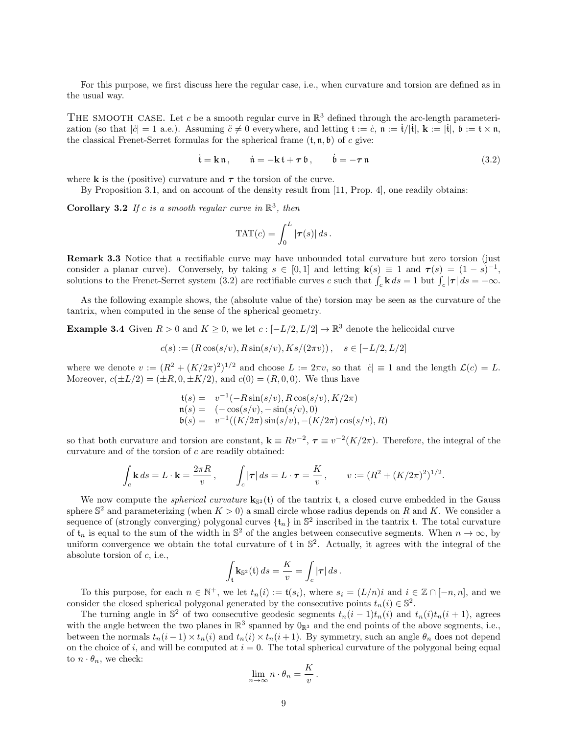For this purpose, we first discuss here the regular case, i.e., when curvature and torsion are defined as in the usual way.

THE SMOOTH CASE. Let $c$ be a smooth regular curve in $\mathbb{R}^3$ defined through the arc-length parameterization (so that $|\dot c| = 1$ a.e.). Assuming $\ddot c \neq 0$ everywhere, and letting $\mathfrak{t} := \dot c$, $\mathfrak{n} := \dot{\mathfrak{t}}/|\dot{\mathfrak{t}}|$, $\mathbf{k} := |\dot{\mathfrak{t}}|$, $\mathfrak{b} := \mathfrak{t} \times \mathfrak{n}$, the classical Frenet-Serret formulas for the spherical frame $(\mathfrak{t}, \mathfrak{n}, \mathfrak{b})$ of $c$ give:

$$\dot{\mathfrak{t}} = \mathbf{k}\,\mathfrak{n}\,, \qquad \dot{\mathfrak{n}} = -\mathbf{k}\,\mathfrak{t} + \boldsymbol{\tau}\,\mathfrak{b}\,, \qquad \dot{\mathfrak{b}} = -\boldsymbol{\tau}\,\mathfrak{n} \tag{3.2}$$

where $\mathbf{k}$ is the (positive) curvature and $\boldsymbol{\tau}$ the torsion of the curve.

By Proposition 3.1, and on account of the density result from [11, Prop. 4], one readily obtains:

**Corollary 3.2** *If $c$ is a smooth regular curve in $\mathbb{R}^3$, then*

$$\mathrm{TAT}(c) = \int_0^L |\boldsymbol{\tau}(s)|\,ds\,.$$

**Remark 3.3** Notice that a rectifiable curve may have unbounded total curvature but zero torsion (just consider a planar curve). Conversely, by taking $s \in [0,1]$ and letting $\mathbf{k}(s) \equiv 1$ and $\boldsymbol{\tau}(s) = (1-s)^{-1}$, solutions to the Frenet-Serret system (3.2) are rectifiable curves $c$ such that $\int_c \mathbf{k}\,ds = 1$ but $\int_c |\boldsymbol{\tau}|\,ds = +\infty$.

As the following example shows, the (absolute value of the) torsion may be seen as the curvature of the tantrix, when computed in the sense of the spherical geometry.

**Example 3.4** Given $R > 0$ and $K \geq 0$, we let $c : [-L/2, L/2] \to \mathbb{R}^3$ denote the helicoidal curve

$$c(s) := (R\cos(s/v), R\sin(s/v), Ks/(2\pi v))\,, \quad s \in [-L/2, L/2]$$

where we denote $v := (R^2 + (K/2\pi)^2)^{1/2}$ and choose $L := 2\pi v$, so that $|\dot c| \equiv 1$ and the length $\mathcal{L}(c) = L$. Moreover, $c(\pm L/2) = (\pm R, 0, \pm K/2)$, and $c(0) = (R, 0, 0)$. We thus have

$$\begin{aligned}
\mathfrak{t}(s) &= v^{-1}(-R\sin(s/v), R\cos(s/v), K/2\pi) \\
\mathfrak{n}(s) &= (-\cos(s/v), -\sin(s/v), 0) \\
\mathfrak{b}(s) &= v^{-1}((K/2\pi)\sin(s/v), -(K/2\pi)\cos(s/v), R)
\end{aligned}$$

so that both curvature and torsion are constant, $\mathbf{k} \equiv Rv^{-2}$, $\boldsymbol{\tau} \equiv v^{-2}(K/2\pi)$. Therefore, the integral of the curvature and of the torsion of $c$ are readily obtained:

$$\int_c \mathbf{k}\,ds = L \cdot \mathbf{k} = \frac{2\pi R}{v}\,, \qquad \int_c |\boldsymbol{\tau}|\,ds = L \cdot \boldsymbol{\tau} = \frac{K}{v}\,, \qquad v := (R^2 + (K/2\pi)^2)^{1/2}.$$

We now compute the *spherical curvature* $\mathbf{k}_{\mathbb{S}^2}(\mathfrak{t})$ of the tantrix $\mathfrak{t}$, a closed curve embedded in the Gauss sphere $\mathbb{S}^2$ and parameterizing (when $K > 0$) a small circle whose radius depends on $R$ and $K$. We consider a sequence of (strongly converging) polygonal curves $\{\mathfrak{t}_n\}$ in $\mathbb{S}^2$ inscribed in the tantrix $\mathfrak{t}$. The total curvature of $\mathfrak{t}_n$ is equal to the sum of the width in $\mathbb{S}^2$ of the angles between consecutive segments. When $n \to \infty$, by uniform convergence we obtain the total curvature of $\mathfrak{t}$ in $\mathbb{S}^2$. Actually, it agrees with the integral of the absolute torsion of $c$, i.e.,

$$\int_{\mathfrak{t}} \mathbf{k}_{\mathbb{S}^2}(\mathfrak{t})\,ds = \frac{K}{v} = \int_c |\boldsymbol{\tau}|\,ds\,.$$

To this purpose, for each $n \in \mathbb{N}^+$, we let $t_n(i) := \mathfrak{t}(s_i)$, where $s_i = (L/n)i$ and $i \in \mathbb{Z} \cap [-n, n]$, and we consider the closed spherical polygonal generated by the consecutive points $t_n(i) \in \mathbb{S}^2$.

The turning angle in $\mathbb{S}^2$ of two consecutive geodesic segments $t_n(i-1)t_n(i)$ and $t_n(i)t_n(i+1)$, agrees with the angle between the two planes in $\mathbb{R}^3$ spanned by $0_{\mathbb{R}^3}$ and the end points of the above segments, i.e., between the normals $t_n(i-1) \times t_n(i)$ and $t_n(i) \times t_n(i+1)$. By symmetry, such an angle $\theta_n$ does not depend on the choice of $i$, and will be computed at $i = 0$. The total spherical curvature of the polygonal being equal to $n \cdot \theta_n$, we check:

$$\lim_{n\to\infty} n \cdot \theta_n = \frac{K}{v}\,.$$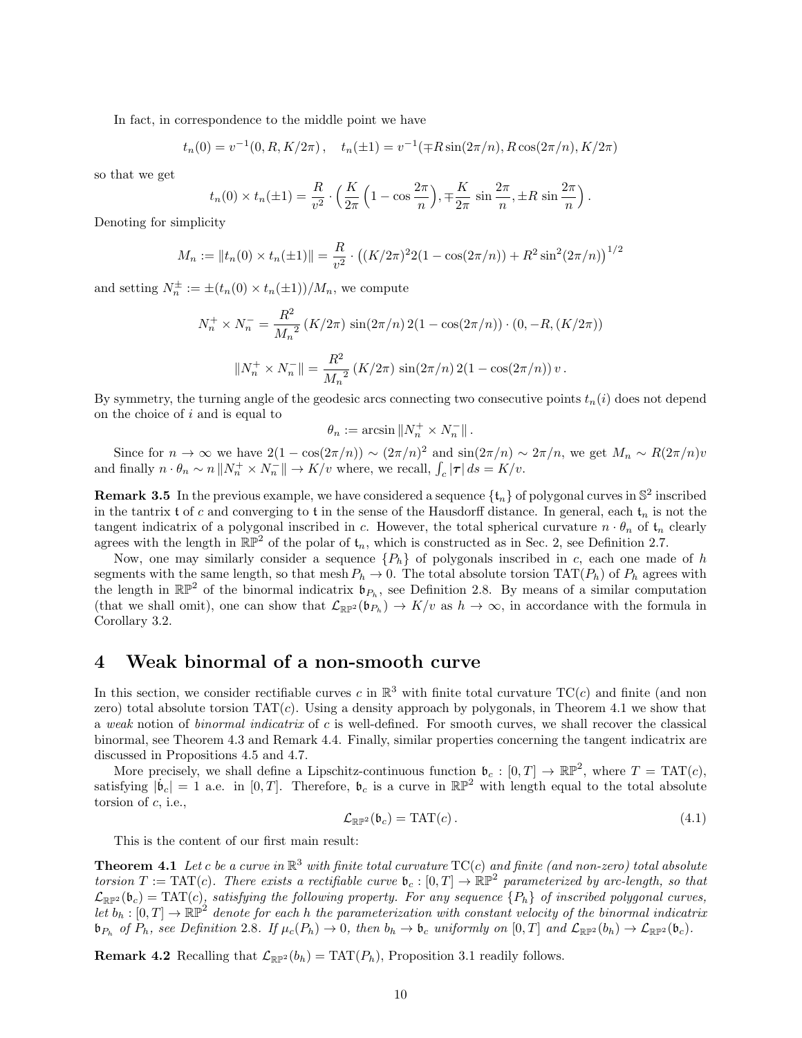In fact, in correspondence to the middle point we have

$$t_n(0) = v^{-1}(0, R, K/2\pi)\,, \quad t_n(\pm 1) = v^{-1}(\mp R\sin(2\pi/n), R\cos(2\pi/n), K/2\pi)$$

so that we get

$$t_n(0) \times t_n(\pm 1) = \frac{R}{v^2} \cdot \Big( \frac{K}{2\pi}\Big(1 - \cos\frac{2\pi}{n}\Big), \mp \frac{K}{2\pi}\,\sin\frac{2\pi}{n}, \pm R\,\sin\frac{2\pi}{n}\Big)\,.$$

Denoting for simplicity

$$M_n := \|t_n(0) \times t_n(\pm 1)\| = \frac{R}{v^2} \cdot \big( (K/2\pi)^2 2(1-\cos(2\pi/n)) + R^2\sin^2(2\pi/n)\big)^{1/2}$$

and setting $N_n^{\pm} := \pm(t_n(0)\times t_n(\pm 1))/M_n$, we compute

$$N_n^+ \times N_n^- = \frac{R^2}{{M_n}^2}\,(K/2\pi)\,\sin(2\pi/n)\,2(1-\cos(2\pi/n)) \cdot (0, -R, (K/2\pi))$$

$$\|N_n^+ \times N_n^-\| = \frac{R^2}{{M_n}^2}\,(K/2\pi)\,\sin(2\pi/n)\,2(1-\cos(2\pi/n))\,v\,.$$

By symmetry, the turning angle of the geodesic arcs connecting two consecutive points $t_n(i)$ does not depend on the choice of $i$ and is equal to

$$\theta_n := \arcsin \|N_n^+ \times N_n^-\|\,.$$

Since for $n \to \infty$ we have $2(1-\cos(2\pi/n)) \sim (2\pi/n)^2$ and $\sin(2\pi/n) \sim 2\pi/n$, we get $M_n \sim R(2\pi/n)v$ and finally $n \cdot \theta_n \sim n\,\|N_n^+ \times N_n^-\| \to K/v$ where, we recall, $\int_c |\boldsymbol{\tau}|\,ds = K/v$.

**Remark 3.5** In the previous example, we have considered a sequence $\{\mathfrak{t}_n\}$ of polygonal curves in $\mathbb{S}^2$ inscribed in the tantrix $\mathfrak{t}$ of $c$ and converging to $\mathfrak{t}$ in the sense of the Hausdorff distance. In general, each $\mathfrak{t}_n$ is not the tangent indicatrix of a polygonal inscribed in $c$. However, the total spherical curvature $n \cdot \theta_n$ of $\mathfrak{t}_n$ clearly agrees with the length in $\mathbb{RP}^2$ of the polar of $\mathfrak{t}_n$, which is constructed as in Sec. 2, see Definition 2.7.

Now, one may similarly consider a sequence $\{P_h\}$ of polygonals inscribed in $c$, each one made of $h$ segments with the same length, so that mesh $P_h \to 0$. The total absolute torsion $\mathrm{TAT}(P_h)$ of $P_h$ agrees with the length in $\mathbb{RP}^2$ of the binormal indicatrix $\mathfrak{b}_{P_h}$, see Definition 2.8. By means of a similar computation (that we shall omit), one can show that $\mathcal{L}_{\mathbb{RP}^2}(\mathfrak{b}_{P_h}) \to K/v$ as $h \to \infty$, in accordance with the formula in Corollary 3.2.

# 4 Weak binormal of a non-smooth curve

In this section, we consider rectifiable curves $c$ in $\mathbb{R}^3$ with finite total curvature $\mathrm{TC}(c)$ and finite (and non zero) total absolute torsion $\mathrm{TAT}(c)$. Using a density approach by polygonals, in Theorem 4.1 we show that a *weak* notion of *binormal indicatrix* of $c$ is well-defined. For smooth curves, we shall recover the classical binormal, see Theorem 4.3 and Remark 4.4. Finally, similar properties concerning the tangent indicatrix are discussed in Propositions 4.5 and 4.7.

More precisely, we shall define a Lipschitz-continuous function $\mathfrak{b}_c : [0,T] \to \mathbb{RP}^2$, where $T = \mathrm{TAT}(c)$, satisfying $|\dot{\mathfrak{b}}_c| = 1$ a.e. in $[0,T]$. Therefore, $\mathfrak{b}_c$ is a curve in $\mathbb{RP}^2$ with length equal to the total absolute torsion of $c$, i.e.,

$$\mathcal{L}_{\mathbb{RP}^2}(\mathfrak{b}_c) = \mathrm{TAT}(c)\,. \tag{4.1}$$

This is the content of our first main result:

**Theorem 4.1** *Let $c$ be a curve in $\mathbb{R}^3$ with finite total curvature $\mathrm{TC}(c)$ and finite (and non-zero) total absolute torsion $T := \mathrm{TAT}(c)$. There exists a rectifiable curve $\mathfrak{b}_c : [0,T] \to \mathbb{RP}^2$ parameterized by arc-length, so that $\mathcal{L}_{\mathbb{RP}^2}(\mathfrak{b}_c) = \mathrm{TAT}(c)$, satisfying the following property. For any sequence $\{P_h\}$ of inscribed polygonal curves, let $b_h : [0,T] \to \mathbb{RP}^2$ denote for each $h$ the parameterization with constant velocity of the binormal indicatrix $\mathfrak{b}_{P_h}$ of $P_h$, see Definition 2.8. If $\mu_c(P_h) \to 0$, then $b_h \to \mathfrak{b}_c$ uniformly on $[0,T]$ and $\mathcal{L}_{\mathbb{RP}^2}(b_h) \to \mathcal{L}_{\mathbb{RP}^2}(\mathfrak{b}_c)$.*

**Remark 4.2** Recalling that $\mathcal{L}_{\mathbb{RP}^2}(b_h) = \mathrm{TAT}(P_h)$, Proposition 3.1 readily follows.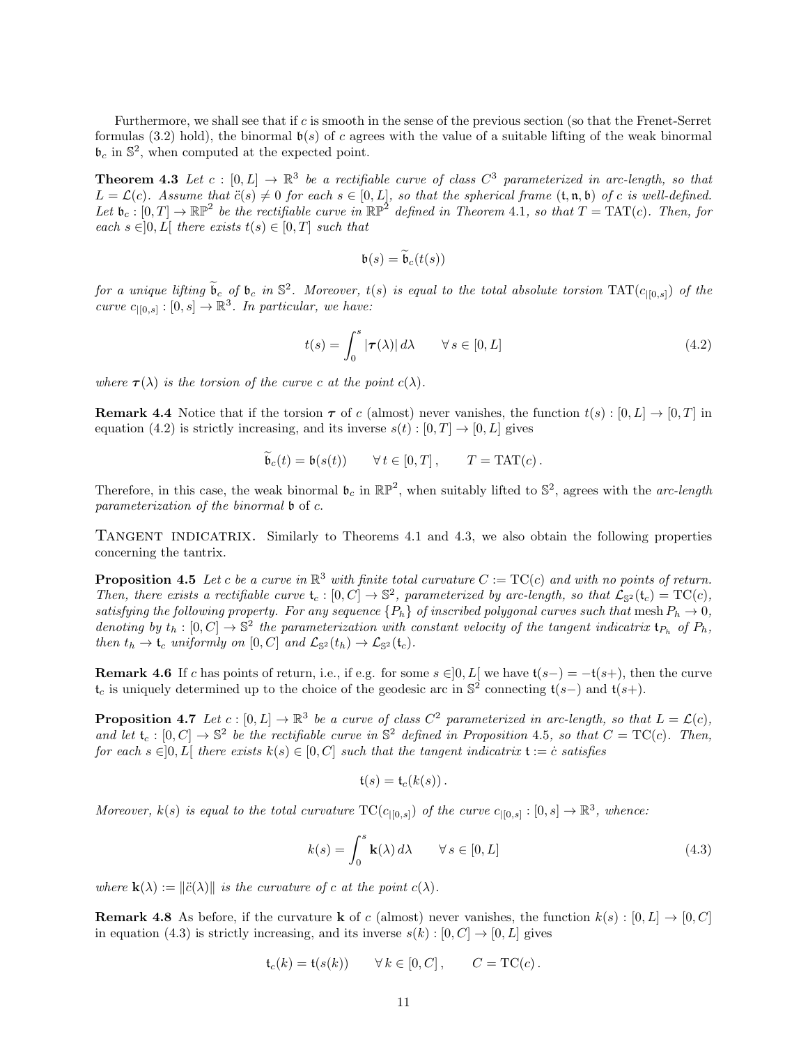Furthermore, we shall see that if $c$ is smooth in the sense of the previous section (so that the Frenet-Serret formulas (3.2) hold), the binormal $\mathfrak{b}(s)$ of $c$ agrees with the value of a suitable lifting of the weak binormal $\mathfrak{b}_c$ in $\mathbb{S}^2$, when computed at the expected point.

**Theorem 4.3** *Let $c : [0, L] \to \mathbb{R}^3$ be a rectifiable curve of class $C^3$ parameterized in arc-length, so that $L = \mathcal{L}(c)$. Assume that $\ddot{c}(s) \neq 0$ for each $s \in [0, L]$, so that the spherical frame $(\mathfrak{t}, \mathfrak{n}, \mathfrak{b})$ of $c$ is well-defined. Let $\mathfrak{b}_c : [0, T] \to \mathbb{RP}^2$ be the rectifiable curve in $\mathbb{RP}^2$ defined in Theorem 4.1, so that $T = \mathrm{TAT}(c)$. Then, for each $s \in ]0, L[$ there exists $t(s) \in [0, T]$ such that*

$$\mathfrak{b}(s) = \widetilde{\mathfrak{b}}_c(t(s))$$

*for a unique lifting $\widetilde{\mathfrak{b}}_c$ of $\mathfrak{b}_c$ in $\mathbb{S}^2$. Moreover, $t(s)$ is equal to the total absolute torsion $\mathrm{TAT}(c_{|[0,s]})$ of the curve $c_{|[0,s]} : [0, s] \to \mathbb{R}^3$. In particular, we have:*

$$t(s) = \int_0^s |\boldsymbol{\tau}(\lambda)|\, d\lambda \qquad \forall\, s \in [0, L] \tag{4.2}$$

*where $\boldsymbol{\tau}(\lambda)$ is the torsion of the curve $c$ at the point $c(\lambda)$.*

**Remark 4.4** Notice that if the torsion $\boldsymbol{\tau}$ of $c$ (almost) never vanishes, the function $t(s) : [0, L] \to [0, T]$ in equation (4.2) is strictly increasing, and its inverse $s(t) : [0, T] \to [0, L]$ gives

$$\widetilde{\mathfrak{b}}_c(t) = \mathfrak{b}(s(t)) \qquad \forall\, t \in [0, T]\,, \qquad T = \mathrm{TAT}(c)\,.$$

Therefore, in this case, the weak binormal $\mathfrak{b}_c$ in $\mathbb{RP}^2$, when suitably lifted to $\mathbb{S}^2$, agrees with the *arc-length parameterization of the binormal* $\mathfrak{b}$ of $c$.

Tangent indicatrix. Similarly to Theorems 4.1 and 4.3, we also obtain the following properties concerning the tantrix.

**Proposition 4.5** *Let $c$ be a curve in $\mathbb{R}^3$ with finite total curvature $C := \mathrm{TC}(c)$ and with no points of return. Then, there exists a rectifiable curve $\mathfrak{t}_c : [0, C] \to \mathbb{S}^2$, parameterized by arc-length, so that $\mathcal{L}_{\mathbb{S}^2}(\mathfrak{t}_c) = \mathrm{TC}(c)$, satisfying the following property. For any sequence $\{P_h\}$ of inscribed polygonal curves such that* mesh $P_h \to 0$, *denoting by $t_h : [0, C] \to \mathbb{S}^2$ the parameterization with constant velocity of the tangent indicatrix $\mathfrak{t}_{P_h}$ of $P_h$, then $t_h \to \mathfrak{t}_c$ uniformly on $[0, C]$ and $\mathcal{L}_{\mathbb{S}^2}(t_h) \to \mathcal{L}_{\mathbb{S}^2}(\mathfrak{t}_c)$.*

**Remark 4.6** If $c$ has points of return, i.e., if e.g. for some $s \in ]0, L[$ we have $\mathfrak{t}(s-) = -\mathfrak{t}(s+)$, then the curve $\mathfrak{t}_c$ is uniquely determined up to the choice of the geodesic arc in $\mathbb{S}^2$ connecting $\mathfrak{t}(s-)$ and $\mathfrak{t}(s+)$.

**Proposition 4.7** *Let $c : [0, L] \to \mathbb{R}^3$ be a curve of class $C^2$ parameterized in arc-length, so that $L = \mathcal{L}(c)$, and let $\mathfrak{t}_c : [0, C] \to \mathbb{S}^2$ be the rectifiable curve in $\mathbb{S}^2$ defined in Proposition 4.5, so that $C = \mathrm{TC}(c)$. Then, for each $s \in ]0, L[$ there exists $k(s) \in [0, C]$ such that the tangent indicatrix $\mathfrak{t} := \dot{c}$ satisfies*

$$\mathfrak{t}(s) = \mathfrak{t}_c(k(s))\,.$$

*Moreover, $k(s)$ is equal to the total curvature $\mathrm{TC}(c_{|[0,s]})$ of the curve $c_{|[0,s]} : [0, s] \to \mathbb{R}^3$, whence:*

$$k(s) = \int_0^s \mathbf{k}(\lambda)\, d\lambda \qquad \forall\, s \in [0, L] \tag{4.3}$$

*where $\mathbf{k}(\lambda) := \|\ddot{c}(\lambda)\|$ is the curvature of $c$ at the point $c(\lambda)$.*

**Remark 4.8** As before, if the curvature $\mathbf{k}$ of $c$ (almost) never vanishes, the function $k(s) : [0, L] \to [0, C]$ in equation (4.3) is strictly increasing, and its inverse $s(k) : [0, C] \to [0, L]$ gives

$$\mathfrak{t}_c(k) = \mathfrak{t}(s(k)) \qquad \forall\, k \in [0, C]\,, \qquad C = \mathrm{TC}(c)\,.$$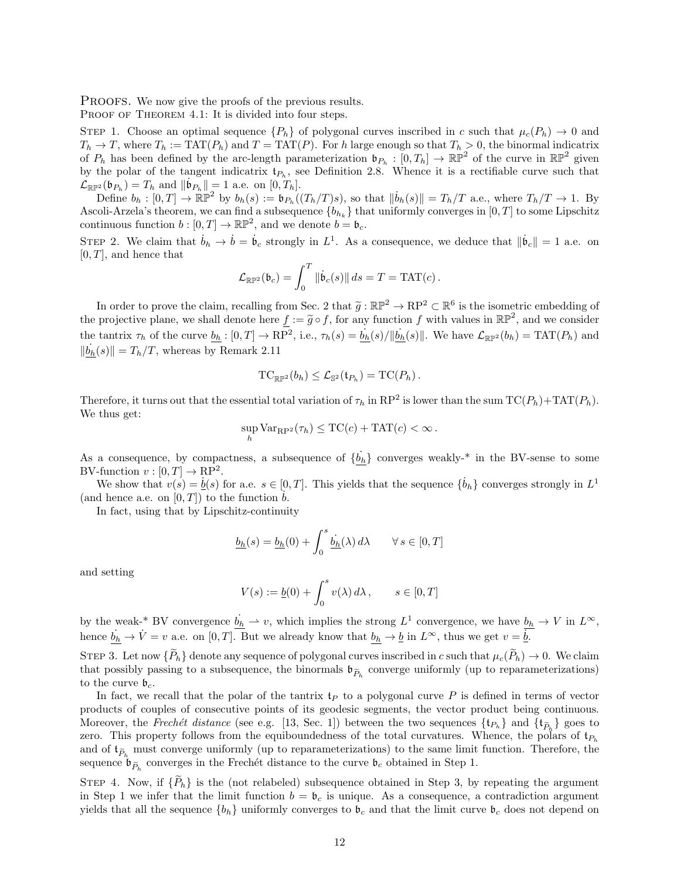Proofs. We now give the proofs of the previous results.

Proof of Theorem 4.1: It is divided into four steps.

Step 1. Choose an optimal sequence $\{P_h\}$ of polygonal curves inscribed in $c$ such that $\mu_c(P_h) \to 0$ and $T_h \to T$, where $T_h := \mathrm{TAT}(P_h)$ and $T = \mathrm{TAT}(P)$. For $h$ large enough so that $T_h > 0$, the binormal indicatrix of $P_h$ has been defined by the arc-length parameterization $\mathfrak{b}_{P_h} : [0, T_h] \to \mathbb{RP}^2$ of the curve in $\mathbb{RP}^2$ given by the polar of the tangent indicatrix $\mathfrak{t}_{P_h}$, see Definition 2.8. Whence it is a rectifiable curve such that $\mathcal{L}_{\mathbb{RP}^2}(\mathfrak{b}_{P_h}) = T_h$ and $\|\dot{\mathfrak{b}}_{P_h}\| = 1$ a.e. on $[0, T_h]$.

Define $b_h : [0, T] \to \mathbb{RP}^2$ by $b_h(s) := \mathfrak{b}_{P_h}((T_h/T)s)$, so that $\|\dot{b}_h(s)\| = T_h/T$ a.e., where $T_h/T \to 1$. By Ascoli-Arzela's theorem, we can find a subsequence $\{b_{h_k}\}$ that uniformly converges in $[0, T]$ to some Lipschitz continuous function $b : [0, T] \to \mathbb{RP}^2$, and we denote $b = \mathfrak{b}_c$.

Step 2. We claim that $\dot{b}_h \to \dot{b} = \dot{\mathfrak{b}}_c$ strongly in $L^1$. As a consequence, we deduce that $\|\dot{\mathfrak{b}}_c\| = 1$ a.e. on $[0, T]$, and hence that

$$\mathcal{L}_{\mathbb{RP}^2}(\mathfrak{b}_c) = \int_0^T \|\dot{\mathfrak{b}}_c(s)\|\, ds = T = \mathrm{TAT}(c)\,.$$

In order to prove the claim, recalling from Sec. 2 that $\widetilde{g} : \mathbb{RP}^2 \to \mathrm{RP}^2 \subset \mathbb{R}^6$ is the isometric embedding of the projective plane, we shall denote here $\underline{f} := \widetilde{g} \circ f$, for any function $f$ with values in $\mathbb{RP}^2$, and we consider the tantrix $\tau_h$ of the curve $\underline{b_h} : [0, T] \to \mathrm{RP}^2$, i.e., $\tau_h(s) = \dot{\underline{b_h}}(s)/\|\dot{\underline{b_h}}(s)\|$. We have $\mathcal{L}_{\mathbb{RP}^2}(b_h) = \mathrm{TAT}(P_h)$ and $\|\dot{\underline{b_h}}(s)\| = T_h/T$, whereas by Remark 2.11

$$\mathrm{TC}_{\mathbb{RP}^2}(b_h) \le \mathcal{L}_{\mathbb{S}^2}(\mathfrak{t}_{P_h}) = \mathrm{TC}(P_h)\,.$$

Therefore, it turns out that the essential total variation of $\tau_h$ in $\mathrm{RP}^2$ is lower than the sum $\mathrm{TC}(P_h) + \mathrm{TAT}(P_h)$. We thus get:

$$\sup_h \mathrm{Var}_{\mathrm{RP}^2}(\tau_h) \le \mathrm{TC}(c) + \mathrm{TAT}(c) < \infty\,.$$

As a consequence, by compactness, a subsequence of $\{\dot{\underline{b_h}}\}$ converges weakly-* in the BV-sense to some BV-function $v : [0, T] \to \mathrm{RP}^2$.

We show that $v(s) = \dot{\underline{b}}(s)$ for a.e. $s \in [0, T]$. This yields that the sequence $\{\dot{b}_h\}$ converges strongly in $L^1$ (and hence a.e. on $[0, T]$) to the function $\dot{b}$.

In fact, using that by Lipschitz-continuity

$$\underline{b_h}(s) = \underline{b_h}(0) + \int_0^s \dot{\underline{b_h}}(\lambda)\, d\lambda \qquad \forall\, s \in [0, T]$$

and setting

$$V(s) := \underline{b}(0) + \int_0^s v(\lambda)\, d\lambda\,, \qquad s \in [0, T]$$

by the weak-* BV convergence $\dot{\underline{b_h}} \rightharpoonup v$, which implies the strong $L^1$ convergence, we have $\underline{b_h} \to V$ in $L^\infty$, hence $\dot{\underline{b_h}} \to \dot{V} = v$ a.e. on $[0, T]$. But we already know that $\underline{b_h} \to \underline{b}$ in $L^\infty$, thus we get $v = \dot{\underline{b}}$.

Step 3. Let now $\{\widetilde{P}_h\}$ denote any sequence of polygonal curves inscribed in $c$ such that $\mu_c(\widetilde{P}_h) \to 0$. We claim that possibly passing to a subsequence, the binormals $\mathfrak{b}_{\widetilde{P}_h}$ converge uniformly (up to reparameterizations) to the curve $\mathfrak{b}_c$.

In fact, we recall that the polar of the tantrix $\mathfrak{t}_P$ to a polygonal curve $P$ is defined in terms of vector products of couples of consecutive points of its geodesic segments, the vector product being continuous. Moreover, the *Frechét distance* (see e.g. [13, Sec. 1]) between the two sequences $\{\mathfrak{t}_{P_h}\}$ and $\{\mathfrak{t}_{\widetilde{P}_h}\}$ goes to zero. This property follows from the equiboundedness of the total curvatures. Whence, the polars of $\mathfrak{t}_{P_h}$ and of $\mathfrak{t}_{\widetilde{P}_h}$ must converge uniformly (up to reparameterizations) to the same limit function. Therefore, the sequence $\mathfrak{b}_{\widetilde{P}_h}$ converges in the Frechét distance to the curve $\mathfrak{b}_c$ obtained in Step 1.

Step 4. Now, if $\{\widetilde{P}_h\}$ is the (not relabeled) subsequence obtained in Step 3, by repeating the argument in Step 1 we infer that the limit function $b = \mathfrak{b}_c$ is unique. As a consequence, a contradiction argument yields that all the sequence $\{b_h\}$ uniformly converges to $\mathfrak{b}_c$ and that the limit curve $\mathfrak{b}_c$ does not depend on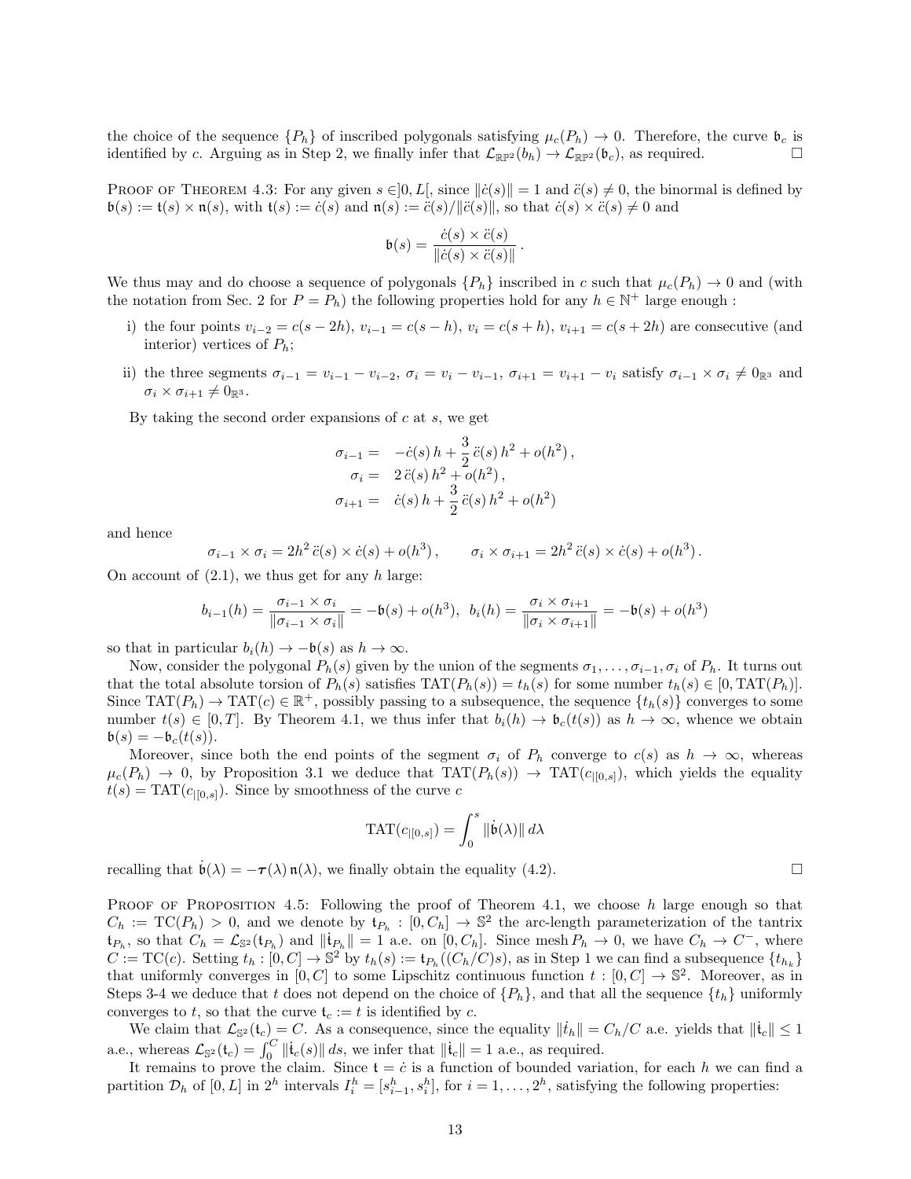the choice of the sequence $\{P_h\}$ of inscribed polygonals satisfying $\mu_c(P_h) \to 0$. Therefore, the curve $\mathfrak{b}_c$ is identified by $c$. Arguing as in Step 2, we finally infer that $\mathcal{L}_{\mathbb{RP}^2}(b_h) \to \mathcal{L}_{\mathbb{RP}^2}(\mathfrak{b}_c)$, as required. □

Proof of Theorem 4.3: For any given $s \in ]0, L[$, since $\|\dot{c}(s)\| = 1$ and $\ddot{c}(s) \neq 0$, the binormal is defined by $\mathfrak{b}(s) := \mathfrak{t}(s) \times \mathfrak{n}(s)$, with $\mathfrak{t}(s) := \dot{c}(s)$ and $\mathfrak{n}(s) := \ddot{c}(s)/\|\ddot{c}(s)\|$, so that $\dot{c}(s) \times \ddot{c}(s) \neq 0$ and

$$\mathfrak{b}(s) = \frac{\dot{c}(s) \times \ddot{c}(s)}{\|\dot{c}(s) \times \ddot{c}(s)\|} .$$

We thus may and do choose a sequence of polygonals $\{P_h\}$ inscribed in $c$ such that $\mu_c(P_h) \to 0$ and (with the notation from Sec. 2 for $P = P_h$) the following properties hold for any $h \in \mathbb{N}^+$ large enough :

i) the four points $v_{i-2} = c(s - 2h)$, $v_{i-1} = c(s - h)$, $v_i = c(s + h)$, $v_{i+1} = c(s + 2h)$ are consecutive (and interior) vertices of $P_h$;

ii) the three segments $\sigma_{i-1} = v_{i-1} - v_{i-2}$, $\sigma_i = v_i - v_{i-1}$, $\sigma_{i+1} = v_{i+1} - v_i$ satisfy $\sigma_{i-1} \times \sigma_i \neq 0_{\mathbb{R}^3}$ and $\sigma_i \times \sigma_{i+1} \neq 0_{\mathbb{R}^3}$.

By taking the second order expansions of $c$ at $s$, we get

$$\begin{aligned} \sigma_{i-1} = &\quad -\dot{c}(s)\, h + \frac{3}{2}\, \ddot{c}(s)\, h^2 + o(h^2)\,, \\ \sigma_i = &\quad 2\, \ddot{c}(s)\, h^2 + o(h^2)\,, \\ \sigma_{i+1} = &\quad \dot{c}(s)\, h + \frac{3}{2}\, \ddot{c}(s)\, h^2 + o(h^2) \end{aligned}$$

and hence

$$\sigma_{i-1} \times \sigma_i = 2h^2\, \ddot{c}(s) \times \dot{c}(s) + o(h^3)\,, \qquad \sigma_i \times \sigma_{i+1} = 2h^2\, \ddot{c}(s) \times \dot{c}(s) + o(h^3)\,.$$

On account of (2.1), we thus get for any $h$ large:

$$b_{i-1}(h) = \frac{\sigma_{i-1} \times \sigma_i}{\|\sigma_{i-1} \times \sigma_i\|} = -\mathfrak{b}(s) + o(h^3), \;\; b_i(h) = \frac{\sigma_i \times \sigma_{i+1}}{\|\sigma_i \times \sigma_{i+1}\|} = -\mathfrak{b}(s) + o(h^3)$$

so that in particular $b_i(h) \to -\mathfrak{b}(s)$ as $h \to \infty$.

Now, consider the polygonal $P_h(s)$ given by the union of the segments $\sigma_1, \ldots, \sigma_{i-1}, \sigma_i$ of $P_h$. It turns out that the total absolute torsion of $P_h(s)$ satisfies $\mathrm{TAT}(P_h(s)) = t_h(s)$ for some number $t_h(s) \in [0, \mathrm{TAT}(P_h)]$. Since $\mathrm{TAT}(P_h) \to \mathrm{TAT}(c) \in \mathbb{R}^+$, possibly passing to a subsequence, the sequence $\{t_h(s)\}$ converges to some number $t(s) \in [0, T]$. By Theorem 4.1, we thus infer that $b_i(h) \to \mathfrak{b}_c(t(s))$ as $h \to \infty$, whence we obtain $\mathfrak{b}(s) = -\mathfrak{b}_c(t(s))$.

Moreover, since both the end points of the segment $\sigma_i$ of $P_h$ converge to $c(s)$ as $h \to \infty$, whereas $\mu_c(P_h) \to 0$, by Proposition 3.1 we deduce that $\mathrm{TAT}(P_h(s)) \to \mathrm{TAT}(c_{|[0,s]})$, which yields the equality $t(s) = \mathrm{TAT}(c_{|[0,s]})$. Since by smoothness of the curve $c$

$$\mathrm{TAT}(c_{|[0,s]}) = \int_0^s \|\dot{\mathfrak{b}}(\lambda)\|\, d\lambda$$

recalling that $\dot{\mathfrak{b}}(\lambda) = -\boldsymbol{\tau}(\lambda)\, \mathfrak{n}(\lambda)$, we finally obtain the equality (4.2). □

Proof of Proposition 4.5: Following the proof of Theorem 4.1, we choose $h$ large enough so that $C_h := \mathrm{TC}(P_h) > 0$, and we denote by $\mathfrak{t}_{P_h} : [0, C_h] \to \mathbb{S}^2$ the arc-length parameterization of the tantrix $\mathfrak{t}_{P_h}$, so that $C_h = \mathcal{L}_{\mathbb{S}^2}(\mathfrak{t}_{P_h})$ and $\|\dot{\mathfrak{t}}_{P_h}\| = 1$ a.e. on $[0, C_h]$. Since mesh $P_h \to 0$, we have $C_h \to C^-$, where $C := \mathrm{TC}(c)$. Setting $t_h : [0, C] \to \mathbb{S}^2$ by $t_h(s) := \mathfrak{t}_{P_h}((C_h/C)s)$, as in Step 1 we can find a subsequence $\{t_{h_k}\}$ that uniformly converges in $[0, C]$ to some Lipschitz continuous function $t : [0, C] \to \mathbb{S}^2$. Moreover, as in Steps 3-4 we deduce that $t$ does not depend on the choice of $\{P_h\}$, and that all the sequence $\{t_h\}$ uniformly converges to $t$, so that the curve $\mathfrak{t}_c := t$ is identified by $c$.

We claim that $\mathcal{L}_{\mathbb{S}^2}(\mathfrak{t}_c) = C$. As a consequence, since the equality $\|\dot{t}_h\| = C_h/C$ a.e. yields that $\|\dot{\mathfrak{t}}_c\| \leq 1$ a.e., whereas $\mathcal{L}_{\mathbb{S}^2}(\mathfrak{t}_c) = \int_0^C \|\dot{\mathfrak{t}}_c(s)\|\, ds$, we infer that $\|\dot{\mathfrak{t}}_c\| = 1$ a.e., as required.

It remains to prove the claim. Since $\mathfrak{t} = \dot{c}$ is a function of bounded variation, for each $h$ we can find a partition $\mathcal{D}_h$ of $[0, L]$ in $2^h$ intervals $I_i^h = [s_{i-1}^h, s_i^h]$, for $i = 1, \ldots, 2^h$, satisfying the following properties: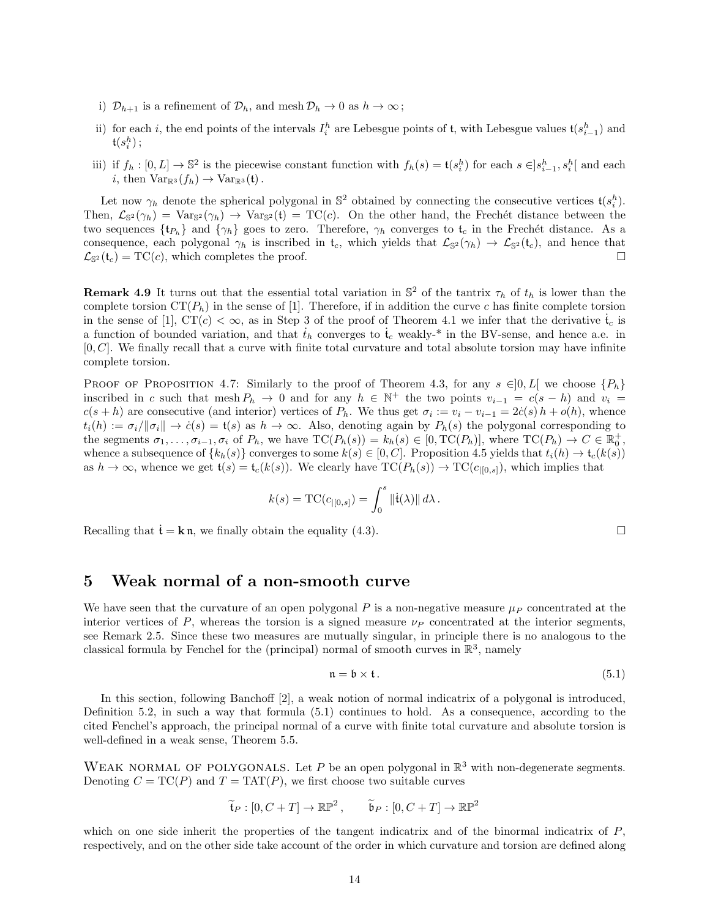i) $\mathcal{D}_{h+1}$ is a refinement of $\mathcal{D}_h$, and mesh $\mathcal{D}_h \to 0$ as $h \to \infty$ ;

ii) for each $i$, the end points of the intervals $I_i^h$ are Lebesgue points of $\mathfrak{t}$, with Lebesgue values $\mathfrak{t}(s_{i-1}^h)$ and $\mathfrak{t}(s_i^h)$ ;

iii) if $f_h : [0, L] \to \mathbb{S}^2$ is the piecewise constant function with $f_h(s) = \mathfrak{t}(s_i^h)$ for each $s \in ]s_{i-1}^h, s_i^h[$ and each $i$, then $\mathrm{Var}_{\mathbb{R}^3}(f_h) \to \mathrm{Var}_{\mathbb{R}^3}(\mathfrak{t})$ .

Let now $\gamma_h$ denote the spherical polygonal in $\mathbb{S}^2$ obtained by connecting the consecutive vertices $\mathfrak{t}(s_i^h)$. Then, $\mathcal{L}_{\mathbb{S}^2}(\gamma_h) = \mathrm{Var}_{\mathbb{S}^2}(\gamma_h) \to \mathrm{Var}_{\mathbb{S}^2}(\mathfrak{t}) = \mathrm{TC}(c)$. On the other hand, the Frechét distance between the two sequences $\{\mathfrak{t}_{P_h}\}$ and $\{\gamma_h\}$ goes to zero. Therefore, $\gamma_h$ converges to $\mathfrak{t}_c$ in the Frechét distance. As a consequence, each polygonal $\gamma_h$ is inscribed in $\mathfrak{t}_c$, which yields that $\mathcal{L}_{\mathbb{S}^2}(\gamma_h) \to \mathcal{L}_{\mathbb{S}^2}(\mathfrak{t}_c)$, and hence that $\mathcal{L}_{\mathbb{S}^2}(\mathfrak{t}_c) = \mathrm{TC}(c)$, which completes the proof. $\square$

**Remark 4.9** It turns out that the essential total variation in $\mathbb{S}^2$ of the tantrix $\tau_h$ of $t_h$ is lower than the complete torsion $\mathrm{CT}(P_h)$ in the sense of [1]. Therefore, if in addition the curve $c$ has finite complete torsion in the sense of [1], $\mathrm{CT}(c) < \infty$, as in Step 3 of the proof of Theorem 4.1 we infer that the derivative $\dot{\mathfrak{t}}_c$ is a function of bounded variation, and that $\dot{t}_h$ converges to $\dot{\mathfrak{t}}_c$ weakly-* in the BV-sense, and hence a.e. in $[0, C]$. We finally recall that a curve with finite total curvature and total absolute torsion may have infinite complete torsion.

Proof of Proposition 4.7: Similarly to the proof of Theorem 4.3, for any $s \in ]0, L[$ we choose $\{P_h\}$ inscribed in $c$ such that mesh $P_h \to 0$ and for any $h \in \mathbb{N}^+$ the two points $v_{i-1} = c(s-h)$ and $v_i = c(s+h)$ are consecutive (and interior) vertices of $P_h$. We thus get $\sigma_i := v_i - v_{i-1} = 2\dot{c}(s)\, h + o(h)$, whence $t_i(h) := \sigma_i / \|\sigma_i\| \to \dot{c}(s) = \mathfrak{t}(s)$ as $h \to \infty$. Also, denoting again by $P_h(s)$ the polygonal corresponding to the segments $\sigma_1, \ldots, \sigma_{i-1}, \sigma_i$ of $P_h$, we have $\mathrm{TC}(P_h(s)) = k_h(s) \in [0, \mathrm{TC}(P_h)]$, where $\mathrm{TC}(P_h) \to C \in \mathbb{R}_0^+$, whence a subsequence of $\{k_h(s)\}$ converges to some $k(s) \in [0, C]$. Proposition 4.5 yields that $t_i(h) \to \mathfrak{t}_c(k(s))$ as $h \to \infty$, whence we get $\mathfrak{t}(s) = \mathfrak{t}_c(k(s))$. We clearly have $\mathrm{TC}(P_h(s)) \to \mathrm{TC}(c_{|[0,s]})$, which implies that

$$k(s) = \mathrm{TC}(c_{|[0,s]}) = \int_0^s \|\dot{\mathfrak{t}}(\lambda)\|\, d\lambda\,.$$

Recalling that $\dot{\mathfrak{t}} = \mathsf{k}\, \mathfrak{n}$, we finally obtain the equality (4.3). $\square$

# 5 Weak normal of a non-smooth curve

We have seen that the curvature of an open polygonal $P$ is a non-negative measure $\mu_P$ concentrated at the interior vertices of $P$, whereas the torsion is a signed measure $\nu_P$ concentrated at the interior segments, see Remark 2.5. Since these two measures are mutually singular, in principle there is no analogous to the classical formula by Fenchel for the (principal) normal of smooth curves in $\mathbb{R}^3$, namely

$$\mathfrak{n} = \mathfrak{b} \times \mathfrak{t}\,. \tag{5.1}$$

In this section, following Banchoff [2], a weak notion of normal indicatrix of a polygonal is introduced, Definition 5.2, in such a way that formula (5.1) continues to hold. As a consequence, according to the cited Fenchel's approach, the principal normal of a curve with finite total curvature and absolute torsion is well-defined in a weak sense, Theorem 5.5.

Weak normal of polygonals. Let $P$ be an open polygonal in $\mathbb{R}^3$ with non-degenerate segments. Denoting $C = \mathrm{TC}(P)$ and $T = \mathrm{TAT}(P)$, we first choose two suitable curves

$$\widetilde{\mathfrak{t}}_P : [0, C+T] \to \mathbb{RP}^2\,, \qquad \widetilde{\mathfrak{b}}_P : [0, C+T] \to \mathbb{RP}^2$$

which on one side inherit the properties of the tangent indicatrix and of the binormal indicatrix of $P$, respectively, and on the other side take account of the order in which curvature and torsion are defined along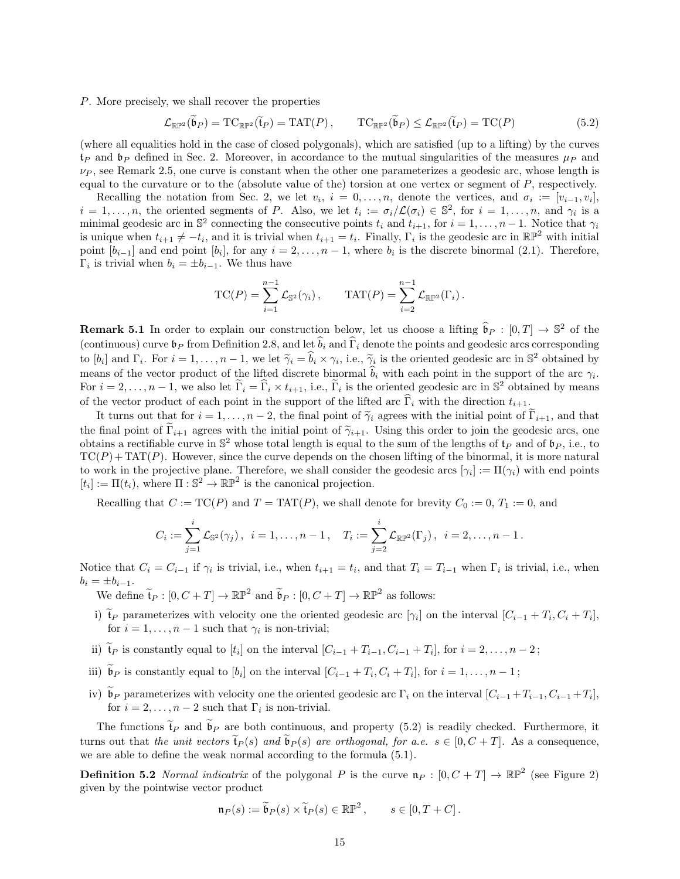$P$. More precisely, we shall recover the properties

$$\mathcal{L}_{\mathbb{RP}^2}(\widetilde{\mathfrak{b}}_P) = \mathrm{TC}_{\mathbb{RP}^2}(\widetilde{\mathfrak{t}}_P) = \mathrm{TAT}(P)\,, \qquad \mathrm{TC}_{\mathbb{RP}^2}(\widetilde{\mathfrak{b}}_P) \leq \mathcal{L}_{\mathbb{RP}^2}(\widetilde{\mathfrak{t}}_P) = \mathrm{TC}(P) \tag{5.2}$$

(where all equalities hold in the case of closed polygonals), which are satisfied (up to a lifting) by the curves $\mathfrak{t}_P$ and $\mathfrak{b}_P$ defined in Sec. 2. Moreover, in accordance to the mutual singularities of the measures $\mu_P$ and $\nu_P$, see Remark 2.5, one curve is constant when the other one parameterizes a geodesic arc, whose length is equal to the curvature or to the (absolute value of the) torsion at one vertex or segment of $P$, respectively.

Recalling the notation from Sec. 2, we let $v_i$, $i = 0, \ldots, n$, denote the vertices, and $\sigma_i := [v_{i-1}, v_i]$, $i = 1, \ldots, n$, the oriented segments of $P$. Also, we let $t_i := \sigma_i/\mathcal{L}(\sigma_i) \in \mathbb{S}^2$, for $i = 1, \ldots, n$, and $\gamma_i$ is a minimal geodesic arc in $\mathbb{S}^2$ connecting the consecutive points $t_i$ and $t_{i+1}$, for $i = 1, \ldots, n-1$. Notice that $\gamma_i$ is unique when $t_{i+1} \neq -t_i$, and it is trivial when $t_{i+1} = t_i$. Finally, $\Gamma_i$ is the geodesic arc in $\mathbb{RP}^2$ with initial point $[b_{i-1}]$ and end point $[b_i]$, for any $i = 2, \ldots, n-1$, where $b_i$ is the discrete binormal (2.1). Therefore, $\Gamma_i$ is trivial when $b_i = \pm b_{i-1}$. We thus have

$$\mathrm{TC}(P) = \sum_{i=1}^{n-1} \mathcal{L}_{\mathbb{S}^2}(\gamma_i)\,, \qquad \mathrm{TAT}(P) = \sum_{i=2}^{n-1} \mathcal{L}_{\mathbb{RP}^2}(\Gamma_i)\,.$$

**Remark 5.1** In order to explain our construction below, let us choose a lifting $\widehat{\mathfrak{b}}_P : [0, T] \to \mathbb{S}^2$ of the (continuous) curve $\mathfrak{b}_P$ from Definition 2.8, and let $\widehat{b}_i$ and $\widehat{\Gamma}_i$ denote the points and geodesic arcs corresponding to $[b_i]$ and $\Gamma_i$. For $i = 1, \ldots, n-1$, we let $\widetilde{\gamma}_i = \widehat{b}_i \times \gamma_i$, i.e., $\widetilde{\gamma}_i$ is the oriented geodesic arc in $\mathbb{S}^2$ obtained by means of the vector product of the lifted discrete binormal $\widehat{b}_i$ with each point in the support of the arc $\gamma_i$. For $i = 2, \ldots, n-1$, we also let $\widetilde{\Gamma}_i = \widehat{\Gamma}_i \times t_{i+1}$, i.e., $\widetilde{\Gamma}_i$ is the oriented geodesic arc in $\mathbb{S}^2$ obtained by means of the vector product of each point in the support of the lifted arc $\widehat{\Gamma}_i$ with the direction $t_{i+1}$.

It turns out that for $i = 1, \ldots, n-2$, the final point of $\widetilde{\gamma}_i$ agrees with the initial point of $\widetilde{\Gamma}_{i+1}$, and that the final point of $\widetilde{\Gamma}_{i+1}$ agrees with the initial point of $\widetilde{\gamma}_{i+1}$. Using this order to join the geodesic arcs, one obtains a rectifiable curve in $\mathbb{S}^2$ whose total length is equal to the sum of the lengths of $\mathfrak{t}_P$ and of $\mathfrak{b}_P$, i.e., to $\mathrm{TC}(P) + \mathrm{TAT}(P)$. However, since the curve depends on the chosen lifting of the binormal, it is more natural to work in the projective plane. Therefore, we shall consider the geodesic arcs $[\gamma_i] := \Pi(\gamma_i)$ with end points $[t_i] := \Pi(t_i)$, where $\Pi : \mathbb{S}^2 \to \mathbb{RP}^2$ is the canonical projection.

Recalling that $C := \mathrm{TC}(P)$ and $T = \mathrm{TAT}(P)$, we shall denote for brevity $C_0 := 0$, $T_1 := 0$, and

$$C_i := \sum_{j=1}^{i} \mathcal{L}_{\mathbb{S}^2}(\gamma_j)\,, \;\; i = 1, \ldots, n-1\,, \quad T_i := \sum_{j=2}^{i} \mathcal{L}_{\mathbb{RP}^2}(\Gamma_j)\,, \;\; i = 2, \ldots, n-1\,.$$

Notice that $C_i = C_{i-1}$ if $\gamma_i$ is trivial, i.e., when $t_{i+1} = t_i$, and that $T_i = T_{i-1}$ when $\Gamma_i$ is trivial, i.e., when $b_i = \pm b_{i-1}$.

We define $\widetilde{\mathfrak{t}}_P : [0, C+T] \to \mathbb{RP}^2$ and $\widetilde{\mathfrak{b}}_P : [0, C+T] \to \mathbb{RP}^2$ as follows:

i) $\widetilde{\mathfrak{t}}_P$ parameterizes with velocity one the oriented geodesic arc $[\gamma_i]$ on the interval $[C_{i-1} + T_i, C_i + T_i]$, for $i = 1, \ldots, n-1$ such that $\gamma_i$ is non-trivial;

ii) $\widetilde{\mathfrak{t}}_P$ is constantly equal to $[t_i]$ on the interval $[C_{i-1} + T_{i-1}, C_{i-1} + T_i]$, for $i = 2, \ldots, n-2$;

iii) $\widetilde{\mathfrak{b}}_P$ is constantly equal to $[b_i]$ on the interval $[C_{i-1} + T_i, C_i + T_i]$, for $i = 1, \ldots, n-1$;

iv) $\widetilde{\mathfrak{b}}_P$ parameterizes with velocity one the oriented geodesic arc $\Gamma_i$ on the interval $[C_{i-1} + T_{i-1}, C_{i-1} + T_i]$, for $i = 2, \ldots, n-2$ such that $\Gamma_i$ is non-trivial.

The functions $\widetilde{\mathfrak{t}}_P$ and $\widetilde{\mathfrak{b}}_P$ are both continuous, and property (5.2) is readily checked. Furthermore, it turns out that *the unit vectors $\widetilde{\mathfrak{t}}_P(s)$ and $\widetilde{\mathfrak{b}}_P(s)$ are orthogonal, for a.e. $s \in [0, C+T]$*. As a consequence, we are able to define the weak normal according to the formula (5.1).

**Definition 5.2** *Normal indicatrix* of the polygonal $P$ is the curve $\mathfrak{n}_P : [0, C+T] \to \mathbb{RP}^2$ (see Figure 2) given by the pointwise vector product

$$\mathfrak{n}_P(s) := \widetilde{\mathfrak{b}}_P(s) \times \widetilde{\mathfrak{t}}_P(s) \in \mathbb{RP}^2\,, \qquad s \in [0, T+C]\,.$$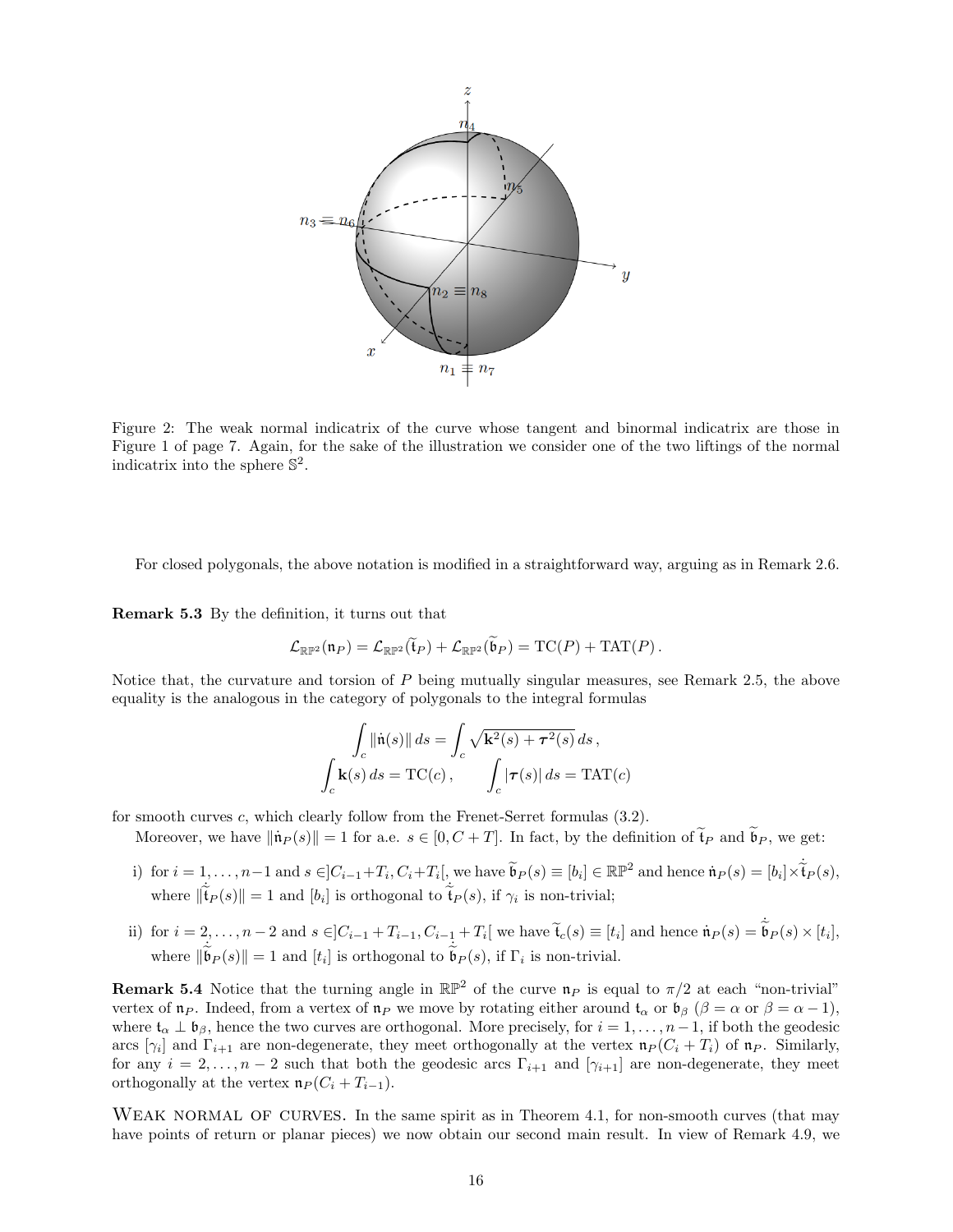Figure 2: The weak normal indicatrix of the curve whose tangent and binormal indicatrix are those in Figure 1 of page 7. Again, for the sake of the illustration we consider one of the two liftings of the normal indicatrix into the sphere $\mathbb{S}^2$.

For closed polygonals, the above notation is modified in a straightforward way, arguing as in Remark 2.6.

**Remark 5.3** By the definition, it turns out that

$$\mathcal{L}_{\mathbb{RP}^2}(\mathfrak{n}_P) = \mathcal{L}_{\mathbb{RP}^2}(\widetilde{\mathfrak{t}}_P) + \mathcal{L}_{\mathbb{RP}^2}(\widetilde{\mathfrak{b}}_P) = \mathrm{TC}(P) + \mathrm{TAT}(P)\,.$$

Notice that, the curvature and torsion of $P$ being mutually singular measures, see Remark 2.5, the above equality is the analogous in the category of polygonals to the integral formulas

$$\int_c \|\dot{\mathfrak{n}}(s)\|\, ds = \int_c \sqrt{\mathbf{k}^2(s) + \boldsymbol{\tau}^2(s)}\, ds\,,$$
$$\int_c \mathbf{k}(s)\, ds = \mathrm{TC}(c)\,, \qquad \int_c |\boldsymbol{\tau}(s)|\, ds = \mathrm{TAT}(c)$$

for smooth curves $c$, which clearly follow from the Frenet-Serret formulas (3.2).

Moreover, we have $\|\dot{\mathfrak{n}}_P(s)\| = 1$ for a.e. $s \in [0, C+T]$. In fact, by the definition of $\widetilde{\mathfrak{t}}_P$ and $\widetilde{\mathfrak{b}}_P$, we get:

i) for $i = 1, \ldots, n-1$ and $s \in ]C_{i-1}+T_i, C_i+T_i[$, we have $\widetilde{\mathfrak{b}}_P(s) \equiv [b_i] \in \mathbb{RP}^2$ and hence $\dot{\mathfrak{n}}_P(s) = [b_i] \times \dot{\widetilde{\mathfrak{t}}}_P(s)$, where $\|\dot{\widetilde{\mathfrak{t}}}_P(s)\| = 1$ and $[b_i]$ is orthogonal to $\dot{\widetilde{\mathfrak{t}}}_P(s)$, if $\gamma_i$ is non-trivial;

ii) for $i = 2, \ldots, n-2$ and $s \in ]C_{i-1}+T_{i-1}, C_{i-1}+T_i[$ we have $\widetilde{\mathfrak{t}}_c(s) \equiv [t_i]$ and hence $\dot{\mathfrak{n}}_P(s) = \dot{\widetilde{\mathfrak{b}}}_P(s) \times [t_i]$, where $\|\dot{\widetilde{\mathfrak{b}}}_P(s)\| = 1$ and $[t_i]$ is orthogonal to $\dot{\widetilde{\mathfrak{b}}}_P(s)$, if $\Gamma_i$ is non-trivial.

**Remark 5.4** Notice that the turning angle in $\mathbb{RP}^2$ of the curve $\mathfrak{n}_P$ is equal to $\pi/2$ at each "non-trivial" vertex of $\mathfrak{n}_P$. Indeed, from a vertex of $\mathfrak{n}_P$ we move by rotating either around $\mathfrak{t}_\alpha$ or $\mathfrak{b}_\beta$ ($\beta = \alpha$ or $\beta = \alpha - 1$), where $\mathfrak{t}_\alpha \perp \mathfrak{b}_\beta$, hence the two curves are orthogonal. More precisely, for $i = 1, \ldots, n-1$, if both the geodesic arcs $[\gamma_i]$ and $\Gamma_{i+1}$ are non-degenerate, they meet orthogonally at the vertex $\mathfrak{n}_P(C_i + T_i)$ of $\mathfrak{n}_P$. Similarly, for any $i = 2, \ldots, n-2$ such that both the geodesic arcs $\Gamma_{i+1}$ and $[\gamma_{i+1}]$ are non-degenerate, they meet orthogonally at the vertex $\mathfrak{n}_P(C_i + T_{i-1})$.

Weak normal of curves. In the same spirit as in Theorem 4.1, for non-smooth curves (that may have points of return or planar pieces) we now obtain our second main result. In view of Remark 4.9, we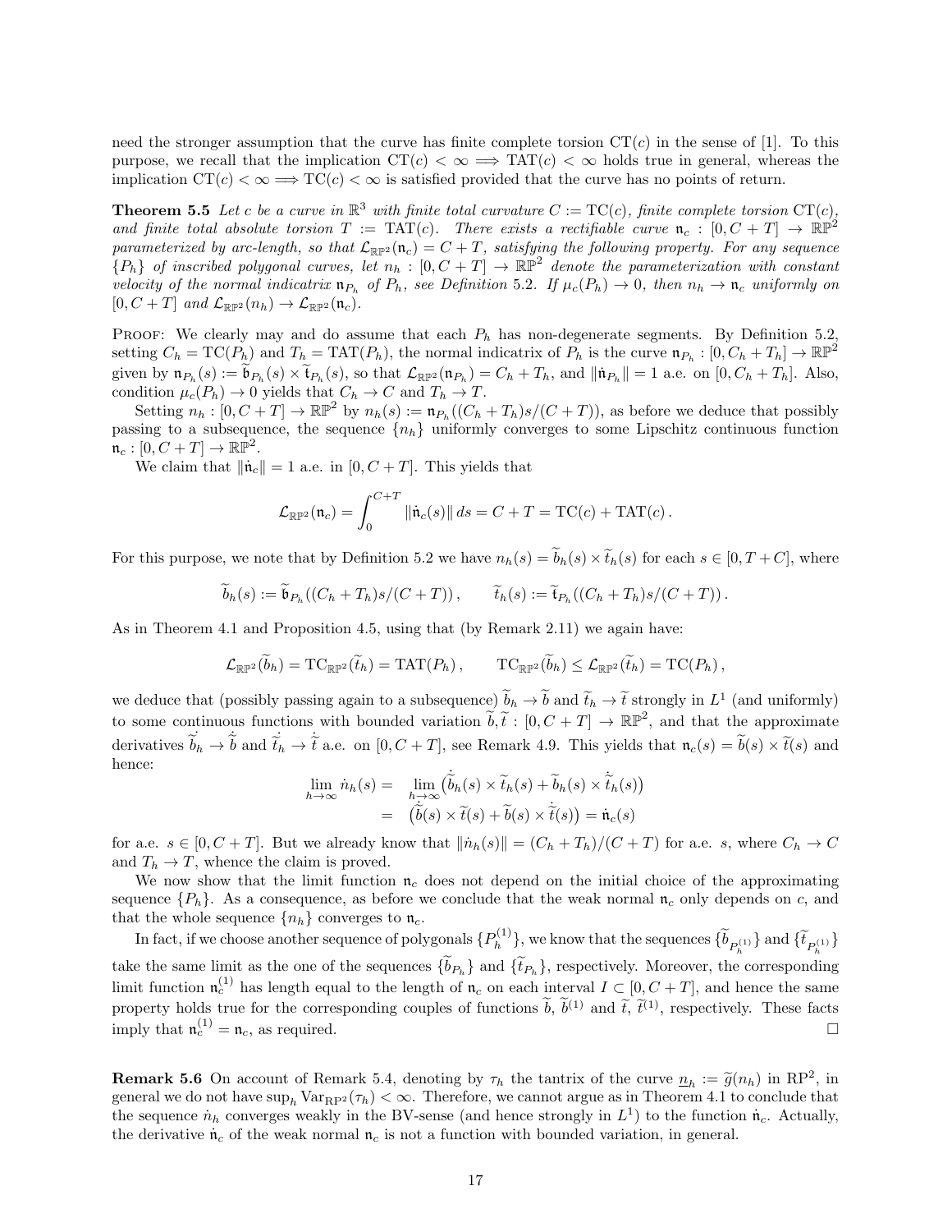need the stronger assumption that the curve has finite complete torsion $\mathrm{CT}(c)$ in the sense of [1]. To this purpose, we recall that the implication $\mathrm{CT}(c) < \infty \Longrightarrow \mathrm{TAT}(c) < \infty$ holds true in general, whereas the implication $\mathrm{CT}(c) < \infty \Longrightarrow \mathrm{TC}(c) < \infty$ is satisfied provided that the curve has no points of return.

**Theorem 5.5** *Let $c$ be a curve in $\mathbb{R}^3$ with finite total curvature $C := \mathrm{TC}(c)$, finite complete torsion $\mathrm{CT}(c)$, and finite total absolute torsion $T := \mathrm{TAT}(c)$. There exists a rectifiable curve $\mathfrak{n}_c : [0, C+T] \to \mathbb{RP}^2$ parameterized by arc-length, so that $\mathcal{L}_{\mathbb{RP}^2}(\mathfrak{n}_c) = C + T$, satisfying the following property. For any sequence $\{P_h\}$ of inscribed polygonal curves, let $n_h : [0, C+T] \to \mathbb{RP}^2$ denote the parameterization with constant velocity of the normal indicatrix $\mathfrak{n}_{P_h}$ of $P_h$, see Definition 5.2. If $\mu_c(P_h) \to 0$, then $n_h \to \mathfrak{n}_c$ uniformly on $[0, C+T]$ and $\mathcal{L}_{\mathbb{RP}^2}(n_h) \to \mathcal{L}_{\mathbb{RP}^2}(\mathfrak{n}_c)$.*

PROOF: We clearly may and do assume that each $P_h$ has non-degenerate segments. By Definition 5.2, setting $C_h = \mathrm{TC}(P_h)$ and $T_h = \mathrm{TAT}(P_h)$, the normal indicatrix of $P_h$ is the curve $\mathfrak{n}_{P_h} : [0, C_h + T_h] \to \mathbb{RP}^2$ given by $\mathfrak{n}_{P_h}(s) := \widetilde{\mathfrak{b}}_{P_h}(s) \times \widetilde{\mathfrak{t}}_{P_h}(s)$, so that $\mathcal{L}_{\mathbb{RP}^2}(\mathfrak{n}_{P_h}) = C_h + T_h$, and $\|\dot{\mathfrak{n}}_{P_h}\| = 1$ a.e. on $[0, C_h + T_h]$. Also, condition $\mu_c(P_h) \to 0$ yields that $C_h \to C$ and $T_h \to T$.

Setting $n_h : [0, C+T] \to \mathbb{RP}^2$ by $n_h(s) := \mathfrak{n}_{P_h}((C_h + T_h)s/(C+T))$, as before we deduce that possibly passing to a subsequence, the sequence $\{n_h\}$ uniformly converges to some Lipschitz continuous function $\mathfrak{n}_c : [0, C+T] \to \mathbb{RP}^2$.

We claim that $\|\dot{\mathfrak{n}}_c\| = 1$ a.e. in $[0, C+T]$. This yields that

$$\mathcal{L}_{\mathbb{RP}^2}(\mathfrak{n}_c) = \int_0^{C+T} \|\dot{\mathfrak{n}}_c(s)\| \, ds = C + T = \mathrm{TC}(c) + \mathrm{TAT}(c) .$$

For this purpose, we note that by Definition 5.2 we have $n_h(s) = \widetilde{b}_h(s) \times \widetilde{t}_h(s)$ for each $s \in [0, T+C]$, where

$$\widetilde{b}_h(s) := \widetilde{\mathfrak{b}}_{P_h}((C_h + T_h)s/(C+T)) , \qquad \widetilde{t}_h(s) := \widetilde{\mathfrak{t}}_{P_h}((C_h + T_h)s/(C+T)) .$$

As in Theorem 4.1 and Proposition 4.5, using that (by Remark 2.11) we again have:

$$\mathcal{L}_{\mathbb{RP}^2}(\widetilde{b}_h) = \mathrm{TC}_{\mathbb{RP}^2}(\widetilde{t}_h) = \mathrm{TAT}(P_h) , \qquad \mathrm{TC}_{\mathbb{RP}^2}(\widetilde{b}_h) \le \mathcal{L}_{\mathbb{RP}^2}(\widetilde{t}_h) = \mathrm{TC}(P_h) ,$$

we deduce that (possibly passing again to a subsequence) $\widetilde{b}_h \to \widetilde{b}$ and $\widetilde{t}_h \to \widetilde{t}$ strongly in $L^1$ (and uniformly) to some continuous functions with bounded variation $\widetilde{b}, \widetilde{t} : [0, C+T] \to \mathbb{RP}^2$, and that the approximate derivatives $\dot{\widetilde{b}}_h \to \dot{\widetilde{b}}$ and $\dot{\widetilde{t}}_h \to \dot{\widetilde{t}}$ a.e. on $[0, C+T]$, see Remark 4.9. This yields that $\mathfrak{n}_c(s) = \widetilde{b}(s) \times \widetilde{t}(s)$ and hence:

$$\begin{aligned} \lim_{h\to\infty} \dot{n}_h(s) = & \lim_{h\to\infty} \big(\dot{\widetilde{b}}_h(s) \times \widetilde{t}_h(s) + \widetilde{b}_h(s) \times \dot{\widetilde{t}}_h(s)\big) \\ = & \big(\dot{\widetilde{b}}(s) \times \widetilde{t}(s) + \widetilde{b}(s) \times \dot{\widetilde{t}}(s)\big) = \dot{\mathfrak{n}}_c(s) \end{aligned}$$

for a.e. $s \in [0, C+T]$. But we already know that $\|\dot{n}_h(s)\| = (C_h + T_h)/(C+T)$ for a.e. $s$, where $C_h \to C$ and $T_h \to T$, whence the claim is proved.

We now show that the limit function $\mathfrak{n}_c$ does not depend on the initial choice of the approximating sequence $\{P_h\}$. As a consequence, as before we conclude that the weak normal $\mathfrak{n}_c$ only depends on $c$, and that the whole sequence $\{n_h\}$ converges to $\mathfrak{n}_c$.

In fact, if we choose another sequence of polygonals $\{P_h^{(1)}\}$, we know that the sequences $\{\widetilde{b}_{P_h^{(1)}}\}$ and $\{\widetilde{t}_{P_h^{(1)}}\}$ take the same limit as the one of the sequences $\{\widetilde{b}_{P_h}\}$ and $\{\widetilde{t}_{P_h}\}$, respectively. Moreover, the corresponding limit function $\mathfrak{n}_c^{(1)}$ has length equal to the length of $\mathfrak{n}_c$ on each interval $I \subset [0, C+T]$, and hence the same property holds true for the corresponding couples of functions $\widetilde{b}$, $\widetilde{b}^{(1)}$ and $\widetilde{t}$, $\widetilde{t}^{(1)}$, respectively. These facts imply that $\mathfrak{n}_c^{(1)} = \mathfrak{n}_c$, as required. □

**Remark 5.6** On account of Remark 5.4, denoting by $\tau_h$ the tantrix of the curve $\underline{n}_h := \widetilde{g}(n_h)$ in $\mathrm{RP}^2$, in general we do not have $\sup_h \mathrm{Var}_{\mathrm{RP}^2}(\tau_h) < \infty$. Therefore, we cannot argue as in Theorem 4.1 to conclude that the sequence $\dot{n}_h$ converges weakly in the BV-sense (and hence strongly in $L^1$) to the function $\dot{\mathfrak{n}}_c$. Actually, the derivative $\dot{\mathfrak{n}}_c$ of the weak normal $\mathfrak{n}_c$ is not a function with bounded variation, in general.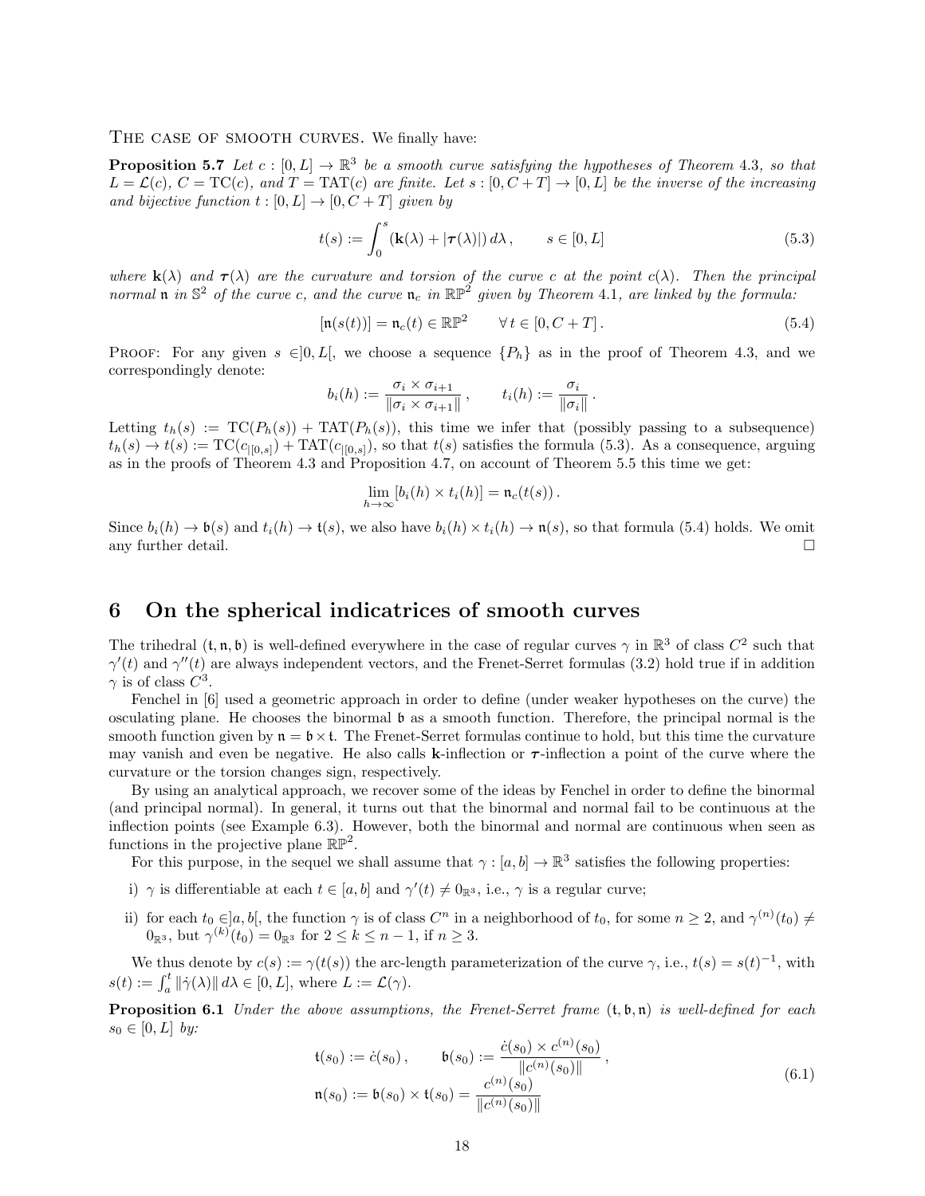The case of smooth curves. We finally have:

**Proposition 5.7** *Let $c : [0, L] \to \mathbb{R}^3$ be a smooth curve satisfying the hypotheses of Theorem 4.3, so that $L = \mathcal{L}(c)$, $C = \mathrm{TC}(c)$, and $T = \mathrm{TAT}(c)$ are finite. Let $s : [0, C + T] \to [0, L]$ be the inverse of the increasing and bijective function $t : [0, L] \to [0, C + T]$ given by*

$$t(s) := \int_0^s (\mathbf{k}(\lambda) + |\boldsymbol{\tau}(\lambda)|)\, d\lambda\,, \qquad s \in [0, L] \tag{5.3}$$

*where $\mathbf{k}(\lambda)$ and $\boldsymbol{\tau}(\lambda)$ are the curvature and torsion of the curve $c$ at the point $c(\lambda)$. Then the principal normal $\mathfrak{n}$ in $\mathbb{S}^2$ of the curve $c$, and the curve $\mathfrak{n}_c$ in $\mathbb{RP}^2$ given by Theorem 4.1, are linked by the formula:*

$$[\mathfrak{n}(s(t))] = \mathfrak{n}_c(t) \in \mathbb{RP}^2 \qquad \forall\, t \in [0, C + T]\,. \tag{5.4}$$

Proof: For any given $s \in ]0, L[$, we choose a sequence $\{P_h\}$ as in the proof of Theorem 4.3, and we correspondingly denote:

$$b_i(h) := \frac{\sigma_i \times \sigma_{i+1}}{\|\sigma_i \times \sigma_{i+1}\|}\,, \qquad t_i(h) := \frac{\sigma_i}{\|\sigma_i\|}\,.$$

Letting $t_h(s) := \mathrm{TC}(P_h(s)) + \mathrm{TAT}(P_h(s))$, this time we infer that (possibly passing to a subsequence) $t_h(s) \to t(s) := \mathrm{TC}(c_{|[0,s]}) + \mathrm{TAT}(c_{|[0,s]})$, so that $t(s)$ satisfies the formula (5.3). As a consequence, arguing as in the proofs of Theorem 4.3 and Proposition 4.7, on account of Theorem 5.5 this time we get:

$$\lim_{h\to\infty} [b_i(h) \times t_i(h)] = \mathfrak{n}_c(t(s))\,.$$

Since $b_i(h) \to \mathfrak{b}(s)$ and $t_i(h) \to \mathfrak{t}(s)$, we also have $b_i(h) \times t_i(h) \to \mathfrak{n}(s)$, so that formula (5.4) holds. We omit any further detail. $\square$

# 6 On the spherical indicatrices of smooth curves

The trihedral $(\mathfrak{t}, \mathfrak{n}, \mathfrak{b})$ is well-defined everywhere in the case of regular curves $\gamma$ in $\mathbb{R}^3$ of class $C^2$ such that $\gamma'(t)$ and $\gamma''(t)$ are always independent vectors, and the Frenet-Serret formulas (3.2) hold true if in addition $\gamma$ is of class $C^3$.

Fenchel in [6] used a geometric approach in order to define (under weaker hypotheses on the curve) the osculating plane. He chooses the binormal $\mathfrak{b}$ as a smooth function. Therefore, the principal normal is the smooth function given by $\mathfrak{n} = \mathfrak{b} \times \mathfrak{t}$. The Frenet-Serret formulas continue to hold, but this time the curvature may vanish and even be negative. He also calls $\mathbf{k}$-inflection or $\boldsymbol{\tau}$-inflection a point of the curve where the curvature or the torsion changes sign, respectively.

By using an analytical approach, we recover some of the ideas by Fenchel in order to define the binormal (and principal normal). In general, it turns out that the binormal and normal fail to be continuous at the inflection points (see Example 6.3). However, both the binormal and normal are continuous when seen as functions in the projective plane $\mathbb{RP}^2$.

For this purpose, in the sequel we shall assume that $\gamma : [a, b] \to \mathbb{R}^3$ satisfies the following properties:

i) $\gamma$ is differentiable at each $t \in [a, b]$ and $\gamma'(t) \neq 0_{\mathbb{R}^3}$, i.e., $\gamma$ is a regular curve;

ii) for each $t_0 \in ]a, b[$, the function $\gamma$ is of class $C^n$ in a neighborhood of $t_0$, for some $n \geq 2$, and $\gamma^{(n)}(t_0) \neq 0_{\mathbb{R}^3}$, but $\gamma^{(k)}(t_0) = 0_{\mathbb{R}^3}$ for $2 \leq k \leq n - 1$, if $n \geq 3$.

We thus denote by $c(s) := \gamma(t(s))$ the arc-length parameterization of the curve $\gamma$, i.e., $t(s) = s(t)^{-1}$, with $s(t) := \int_a^t \|\dot\gamma(\lambda)\|\, d\lambda \in [0, L]$, where $L := \mathcal{L}(\gamma)$.

**Proposition 6.1** *Under the above assumptions, the Frenet-Serret frame $(\mathfrak{t}, \mathfrak{b}, \mathfrak{n})$ is well-defined for each $s_0 \in [0, L]$ by:*

$$\begin{aligned} \mathfrak{t}(s_0) &:= \dot c(s_0)\,, \qquad \mathfrak{b}(s_0) := \frac{\dot c(s_0) \times c^{(n)}(s_0)}{\|c^{(n)}(s_0)\|}\,, \\ \mathfrak{n}(s_0) &:= \mathfrak{b}(s_0) \times \mathfrak{t}(s_0) = \frac{c^{(n)}(s_0)}{\|c^{(n)}(s_0)\|} \end{aligned} \tag{6.1}$$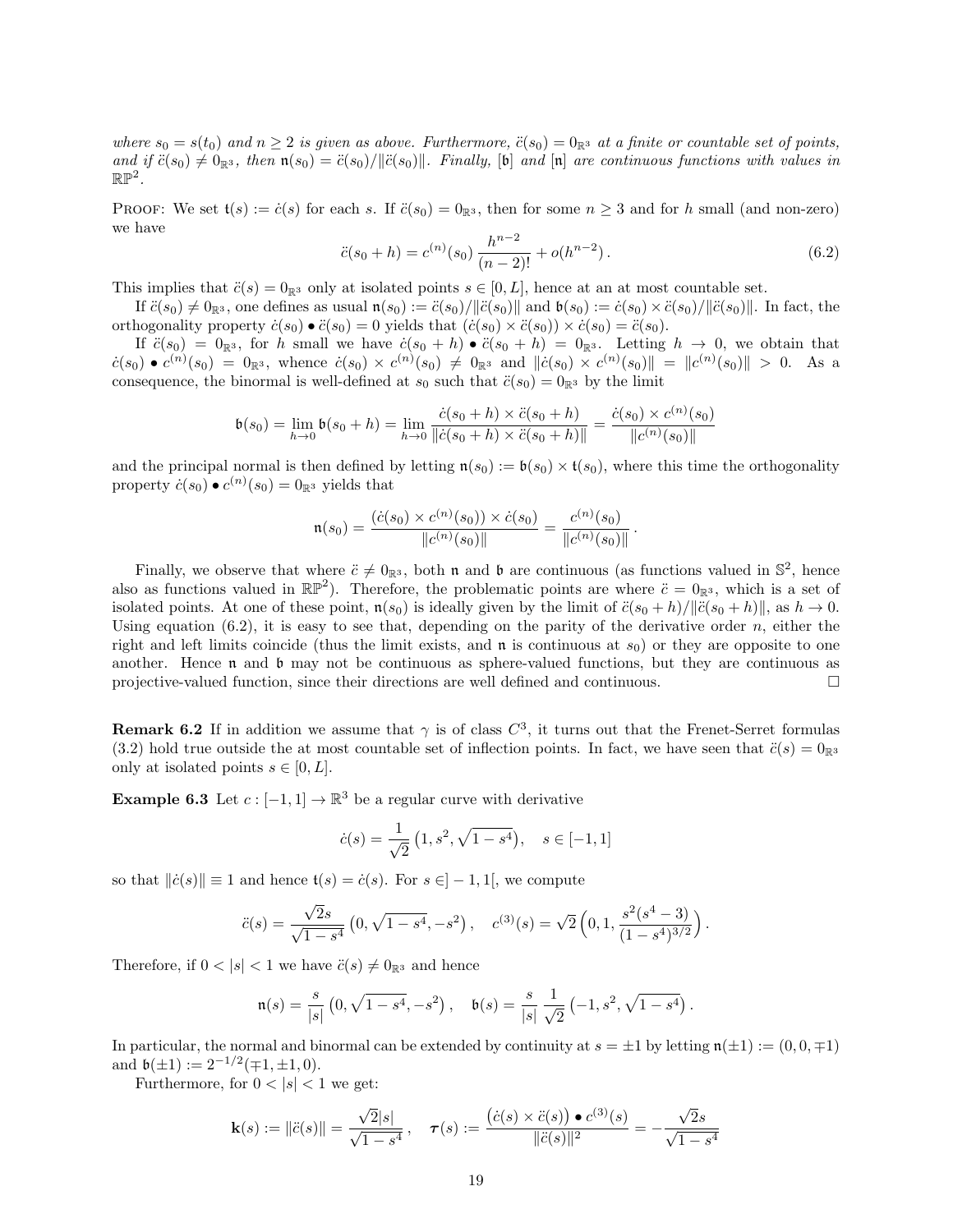*where $s_0 = s(t_0)$ and $n \geq 2$ is given as above. Furthermore, $\ddot{c}(s_0) = 0_{\mathbb{R}^3}$ at a finite or countable set of points, and if $\ddot{c}(s_0) \neq 0_{\mathbb{R}^3}$, then $\mathfrak{n}(s_0) = \ddot{c}(s_0)/\|\ddot{c}(s_0)\|$. Finally, $[\mathfrak{b}]$ and $[\mathfrak{n}]$ are continuous functions with values in $\mathbb{RP}^2$.*

Proof: We set $\mathfrak{t}(s) := \dot{c}(s)$ for each $s$. If $\ddot{c}(s_0) = 0_{\mathbb{R}^3}$, then for some $n \geq 3$ and for $h$ small (and non-zero) we have

$$\ddot{c}(s_0 + h) = c^{(n)}(s_0)\,\frac{h^{n-2}}{(n-2)!} + o(h^{n-2})\,. \tag{6.2}$$

This implies that $\ddot{c}(s) = 0_{\mathbb{R}^3}$ only at isolated points $s \in [0, L]$, hence at an at most countable set.

If $\ddot{c}(s_0) \neq 0_{\mathbb{R}^3}$, one defines as usual $\mathfrak{n}(s_0) := \ddot{c}(s_0)/\|\ddot{c}(s_0)\|$ and $\mathfrak{b}(s_0) := \dot{c}(s_0) \times \ddot{c}(s_0)/\|\ddot{c}(s_0)\|$. In fact, the orthogonality property $\dot{c}(s_0) \bullet \ddot{c}(s_0) = 0$ yields that $(\dot{c}(s_0) \times \ddot{c}(s_0)) \times \dot{c}(s_0) = \ddot{c}(s_0)$.

If $\ddot{c}(s_0) = 0_{\mathbb{R}^3}$, for $h$ small we have $\dot{c}(s_0 + h) \bullet \ddot{c}(s_0 + h) = 0_{\mathbb{R}^3}$. Letting $h \to 0$, we obtain that $\dot{c}(s_0) \bullet c^{(n)}(s_0) = 0_{\mathbb{R}^3}$, whence $\dot{c}(s_0) \times c^{(n)}(s_0) \neq 0_{\mathbb{R}^3}$ and $\|\dot{c}(s_0) \times c^{(n)}(s_0)\| = \|c^{(n)}(s_0)\| > 0$. As a consequence, the binormal is well-defined at $s_0$ such that $\ddot{c}(s_0) = 0_{\mathbb{R}^3}$ by the limit

$$\mathfrak{b}(s_0) = \lim_{h\to 0} \mathfrak{b}(s_0 + h) = \lim_{h\to 0} \frac{\dot{c}(s_0 + h) \times \ddot{c}(s_0 + h)}{\|\dot{c}(s_0 + h) \times \ddot{c}(s_0 + h)\|} = \frac{\dot{c}(s_0) \times c^{(n)}(s_0)}{\|c^{(n)}(s_0)\|}$$

and the principal normal is then defined by letting $\mathfrak{n}(s_0) := \mathfrak{b}(s_0) \times \mathfrak{t}(s_0)$, where this time the orthogonality property $\dot{c}(s_0) \bullet c^{(n)}(s_0) = 0_{\mathbb{R}^3}$ yields that

$$\mathfrak{n}(s_0) = \frac{(\dot{c}(s_0) \times c^{(n)}(s_0)) \times \dot{c}(s_0)}{\|c^{(n)}(s_0)\|} = \frac{c^{(n)}(s_0)}{\|c^{(n)}(s_0)\|}\,.$$

Finally, we observe that where $\ddot{c} \neq 0_{\mathbb{R}^3}$, both $\mathfrak{n}$ and $\mathfrak{b}$ are continuous (as functions valued in $\mathbb{S}^2$, hence also as functions valued in $\mathbb{RP}^2$). Therefore, the problematic points are where $\ddot{c} = 0_{\mathbb{R}^3}$, which is a set of isolated points. At one of these point, $\mathfrak{n}(s_0)$ is ideally given by the limit of $\ddot{c}(s_0 + h)/\|\ddot{c}(s_0 + h)\|$, as $h \to 0$. Using equation (6.2), it is easy to see that, depending on the parity of the derivative order $n$, either the right and left limits coincide (thus the limit exists, and $\mathfrak{n}$ is continuous at $s_0$) or they are opposite to one another. Hence $\mathfrak{n}$ and $\mathfrak{b}$ may not be continuous as sphere-valued functions, but they are continuous as projective-valued function, since their directions are well defined and continuous. $\square$

**Remark 6.2** If in addition we assume that $\gamma$ is of class $C^3$, it turns out that the Frenet-Serret formulas (3.2) hold true outside the at most countable set of inflection points. In fact, we have seen that $\ddot{c}(s) = 0_{\mathbb{R}^3}$ only at isolated points $s \in [0, L]$.

**Example 6.3** Let $c : [-1, 1] \to \mathbb{R}^3$ be a regular curve with derivative

$$\dot{c}(s) = \frac{1}{\sqrt{2}}\left(1, s^2, \sqrt{1 - s^4}\right), \quad s \in [-1, 1]$$

so that $\|\dot{c}(s)\| \equiv 1$ and hence $\mathfrak{t}(s) = \dot{c}(s)$. For $s \in ]-1, 1[$, we compute

$$\ddot{c}(s) = \frac{\sqrt{2}s}{\sqrt{1 - s^4}}\left(0, \sqrt{1 - s^4}, -s^2\right), \quad c^{(3)}(s) = \sqrt{2}\left(0, 1, \frac{s^2(s^4 - 3)}{(1 - s^4)^{3/2}}\right).$$

Therefore, if $0 < |s| < 1$ we have $\ddot{c}(s) \neq 0_{\mathbb{R}^3}$ and hence

$$\mathfrak{n}(s) = \frac{s}{|s|}\left(0, \sqrt{1 - s^4}, -s^2\right), \quad \mathfrak{b}(s) = \frac{s}{|s|}\,\frac{1}{\sqrt{2}}\left(-1, s^2, \sqrt{1 - s^4}\right).$$

In particular, the normal and binormal can be extended by continuity at $s = \pm 1$ by letting $\mathfrak{n}(\pm 1) := (0, 0, \mp 1)$ and $\mathfrak{b}(\pm 1) := 2^{-1/2}(\mp 1, \pm 1, 0)$.

Furthermore, for $0 < |s| < 1$ we get:

$$\mathbf{k}(s) := \|\ddot{c}(s)\| = \frac{\sqrt{2}|s|}{\sqrt{1 - s^4}}\,, \quad \boldsymbol{\tau}(s) := \frac{\left(\dot{c}(s) \times \ddot{c}(s)\right) \bullet c^{(3)}(s)}{\|\ddot{c}(s)\|^2} = -\frac{\sqrt{2}s}{\sqrt{1 - s^4}}$$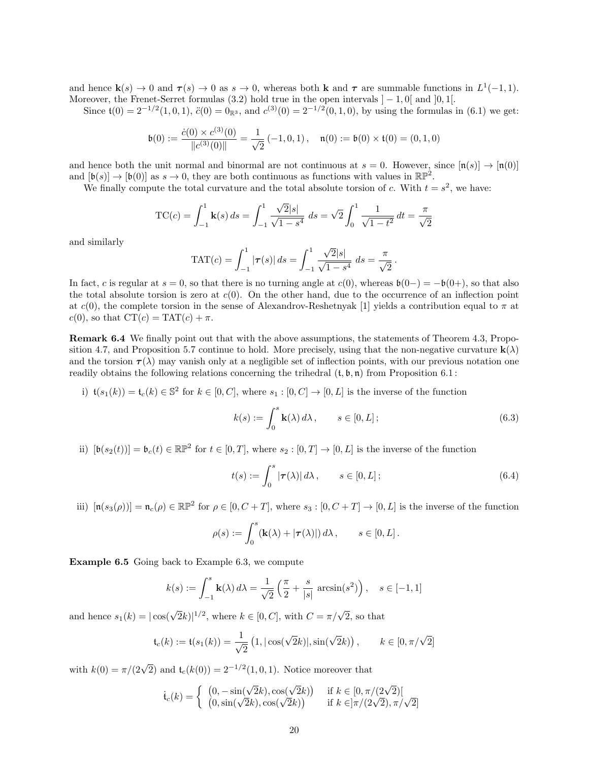and hence $\mathbf{k}(s) \to 0$ and $\boldsymbol{\tau}(s) \to 0$ as $s \to 0$, whereas both $\mathbf{k}$ and $\boldsymbol{\tau}$ are summable functions in $L^1(-1,1)$. Moreover, the Frenet-Serret formulas (3.2) hold true in the open intervals $]-1,0[$ and $]0,1[$.

Since $\mathfrak{t}(0) = 2^{-1/2}(1,0,1)$, $\ddot{c}(0) = 0_{\mathbb{R}^3}$, and $c^{(3)}(0) = 2^{-1/2}(0,1,0)$, by using the formulas in (6.1) we get:

$$\mathfrak{b}(0) := \frac{\dot{c}(0) \times c^{(3)}(0)}{\|c^{(3)}(0)\|} = \frac{1}{\sqrt{2}}\,(-1,0,1)\,, \quad \mathfrak{n}(0) := \mathfrak{b}(0) \times \mathfrak{t}(0) = (0,1,0)$$

and hence both the unit normal and binormal are not continuous at $s = 0$. However, since $[\mathfrak{n}(s)] \to [\mathfrak{n}(0)]$ and $[\mathfrak{b}(s)] \to [\mathfrak{b}(0)]$ as $s \to 0$, they are both continuous as functions with values in $\mathbb{RP}^2$.

We finally compute the total curvature and the total absolute torsion of $c$. With $t = s^2$, we have:

$$\mathrm{TC}(c) = \int_{-1}^{1} \mathbf{k}(s)\,ds = \int_{-1}^{1} \frac{\sqrt{2}|s|}{\sqrt{1-s^4}}\,ds = \sqrt{2}\int_0^1 \frac{1}{\sqrt{1-t^2}}\,dt = \frac{\pi}{\sqrt{2}}$$

and similarly

$$\mathrm{TAT}(c) = \int_{-1}^{1} |\boldsymbol{\tau}(s)|\,ds = \int_{-1}^{1} \frac{\sqrt{2}|s|}{\sqrt{1-s^4}}\,ds = \frac{\pi}{\sqrt{2}}\,.$$

In fact, $c$ is regular at $s = 0$, so that there is no turning angle at $c(0)$, whereas $\mathfrak{b}(0-) = -\mathfrak{b}(0+)$, so that also the total absolute torsion is zero at $c(0)$. On the other hand, due to the occurrence of an inflection point at $c(0)$, the complete torsion in the sense of Alexandrov-Reshetnyak [1] yields a contribution equal to $\pi$ at $c(0)$, so that $\mathrm{CT}(c) = \mathrm{TAT}(c) + \pi$.

**Remark 6.4** We finally point out that with the above assumptions, the statements of Theorem 4.3, Proposition 4.7, and Proposition 5.7 continue to hold. More precisely, using that the non-negative curvature $\mathbf{k}(\lambda)$ and the torsion $\boldsymbol{\tau}(\lambda)$ may vanish only at a negligible set of inflection points, with our previous notation one readily obtains the following relations concerning the trihedral $(\mathfrak{t}, \mathfrak{b}, \mathfrak{n})$ from Proposition 6.1:

i) $\mathfrak{t}(s_1(k)) = \mathfrak{t}_c(k) \in \mathbb{S}^2$ for $k \in [0,C]$, where $s_1 : [0,C] \to [0,L]$ is the inverse of the function

$$k(s) := \int_0^s \mathbf{k}(\lambda)\,d\lambda\,, \qquad s \in [0,L]\,; \tag{6.3}$$

ii) $[\mathfrak{b}(s_2(t))] = \mathfrak{b}_c(t) \in \mathbb{RP}^2$ for $t \in [0,T]$, where $s_2 : [0,T] \to [0,L]$ is the inverse of the function

$$t(s) := \int_0^s |\boldsymbol{\tau}(\lambda)|\,d\lambda\,, \qquad s \in [0,L]\,; \tag{6.4}$$

iii) $[\mathfrak{n}(s_3(\rho))] = \mathfrak{n}_c(\rho) \in \mathbb{RP}^2$ for $\rho \in [0, C+T]$, where $s_3 : [0,C+T] \to [0,L]$ is the inverse of the function

$$\rho(s) := \int_0^s (\mathbf{k}(\lambda) + |\boldsymbol{\tau}(\lambda)|)\,d\lambda\,, \qquad s \in [0,L]\,.$$

**Example 6.5** Going back to Example 6.3, we compute

$$k(s) := \int_{-1}^{s} \mathbf{k}(\lambda)\,d\lambda = \frac{1}{\sqrt{2}}\Big(\frac{\pi}{2} + \frac{s}{|s|}\,\arcsin(s^2)\Big)\,, \quad s \in [-1,1]$$

and hence $s_1(k) = |\cos(\sqrt{2}k)|^{1/2}$, where $k \in [0,C]$, with $C = \pi/\sqrt{2}$, so that

$$\mathfrak{t}_c(k) := \mathfrak{t}(s_1(k)) = \frac{1}{\sqrt{2}}\big(1, |\cos(\sqrt{2}k)|, \sin(\sqrt{2}k)\big)\,, \qquad k \in [0, \pi/\sqrt{2}]$$

with $k(0) = \pi/(2\sqrt{2})$ and $\mathfrak{t}_c(k(0)) = 2^{-1/2}(1,0,1)$. Notice moreover that

$$\dot{\mathfrak{t}}_c(k) = \begin{cases} \big(0, -\sin(\sqrt{2}k), \cos(\sqrt{2}k)\big) & \text{if } k \in [0, \pi/(2\sqrt{2})[ \\ \big(0, \sin(\sqrt{2}k), \cos(\sqrt{2}k)\big) & \text{if } k \in ]\pi/(2\sqrt{2}), \pi/\sqrt{2}] \end{cases}$$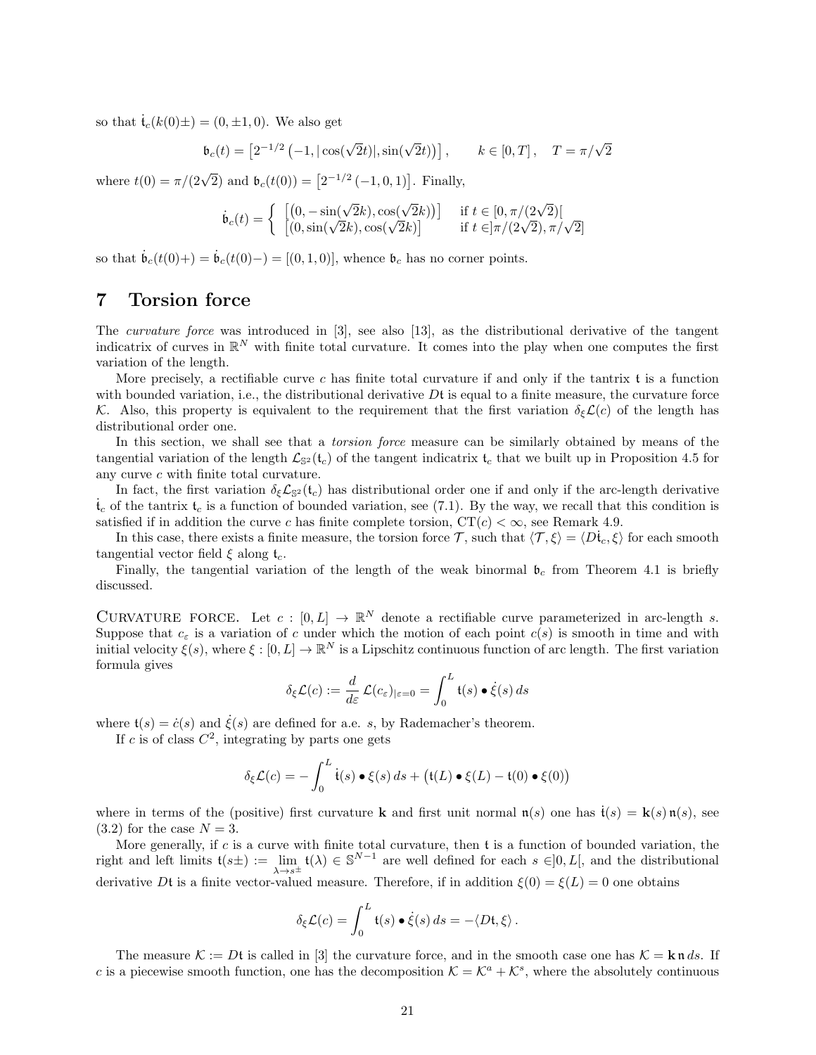so that $\dot{\mathfrak{t}}_c(k(0)\pm) = (0, \pm 1, 0)$. We also get

$$\mathfrak{b}_c(t) = \left[2^{-1/2}\left(-1, |\cos(\sqrt{2}t)|, \sin(\sqrt{2}t)\right)\right], \qquad k \in [0, T], \quad T = \pi/\sqrt{2}$$

where $t(0) = \pi/(2\sqrt{2})$ and $\mathfrak{b}_c(t(0)) = \left[2^{-1/2}(-1, 0, 1)\right]$. Finally,

$$\dot{\mathfrak{b}}_c(t) = \begin{cases} \left[\left(0, -\sin(\sqrt{2}k), \cos(\sqrt{2}k)\right)\right] & \text{if } t \in [0, \pi/(2\sqrt{2})[ \\ \left[(0, \sin(\sqrt{2}k), \cos(\sqrt{2}k)\right] & \text{if } t \in ]\pi/(2\sqrt{2}), \pi/\sqrt{2}] \end{cases}$$

so that $\dot{\mathfrak{b}}_c(t(0)+) = \dot{\mathfrak{b}}_c(t(0)-) = [(0, 1, 0)]$, whence $\mathfrak{b}_c$ has no corner points.

# 7 Torsion force

The *curvature force* was introduced in [3], see also [13], as the distributional derivative of the tangent indicatrix of curves in $\mathbb{R}^N$ with finite total curvature. It comes into the play when one computes the first variation of the length.

More precisely, a rectifiable curve $c$ has finite total curvature if and only if the tantrix $\mathfrak{t}$ is a function with bounded variation, i.e., the distributional derivative $D\mathfrak{t}$ is equal to a finite measure, the curvature force $\mathcal{K}$. Also, this property is equivalent to the requirement that the first variation $\delta_\xi \mathcal{L}(c)$ of the length has distributional order one.

In this section, we shall see that a *torsion force* measure can be similarly obtained by means of the tangential variation of the length $\mathcal{L}_{\mathbb{S}^2}(\mathfrak{t}_c)$ of the tangent indicatrix $\mathfrak{t}_c$ that we built up in Proposition 4.5 for any curve $c$ with finite total curvature.

In fact, the first variation $\delta_\xi \mathcal{L}_{\mathbb{S}^2}(\mathfrak{t}_c)$ has distributional order one if and only if the arc-length derivative $\dot{\mathfrak{t}}_c$ of the tantrix $\mathfrak{t}_c$ is a function of bounded variation, see (7.1). By the way, we recall that this condition is satisfied if in addition the curve $c$ has finite complete torsion, $\mathrm{CT}(c) < \infty$, see Remark 4.9.

In this case, there exists a finite measure, the torsion force $\mathcal{T}$, such that $\langle \mathcal{T}, \xi \rangle = \langle D\dot{\mathfrak{t}}_c, \xi \rangle$ for each smooth tangential vector field $\xi$ along $\mathfrak{t}_c$.

Finally, the tangential variation of the length of the weak binormal $\mathfrak{b}_c$ from Theorem 4.1 is briefly discussed.

Curvature force. Let $c : [0, L] \to \mathbb{R}^N$ denote a rectifiable curve parameterized in arc-length $s$. Suppose that $c_\varepsilon$ is a variation of $c$ under which the motion of each point $c(s)$ is smooth in time and with initial velocity $\xi(s)$, where $\xi : [0, L] \to \mathbb{R}^N$ is a Lipschitz continuous function of arc length. The first variation formula gives

$$\delta_\xi \mathcal{L}(c) := \frac{d}{d\varepsilon}\, \mathcal{L}(c_\varepsilon)_{|\varepsilon=0} = \int_0^L \mathfrak{t}(s) \bullet \dot{\xi}(s)\, ds$$

where $\mathfrak{t}(s) = \dot{c}(s)$ and $\dot{\xi}(s)$ are defined for a.e. $s$, by Rademacher's theorem.

If $c$ is of class $C^2$, integrating by parts one gets

$$\delta_\xi \mathcal{L}(c) = -\int_0^L \dot{\mathfrak{t}}(s) \bullet \xi(s)\, ds + \left(\mathfrak{t}(L) \bullet \xi(L) - \mathfrak{t}(0) \bullet \xi(0)\right)$$

where in terms of the (positive) first curvature $\mathbf{k}$ and first unit normal $\mathfrak{n}(s)$ one has $\dot{\mathfrak{t}}(s) = \mathbf{k}(s)\, \mathfrak{n}(s)$, see (3.2) for the case $N = 3$.

More generally, if $c$ is a curve with finite total curvature, then $\mathfrak{t}$ is a function of bounded variation, the right and left limits $\mathfrak{t}(s\pm) := \lim_{\lambda \to s^\pm} \mathfrak{t}(\lambda) \in \mathbb{S}^{N-1}$ are well defined for each $s \in ]0, L[$, and the distributional derivative $D\mathfrak{t}$ is a finite vector-valued measure. Therefore, if in addition $\xi(0) = \xi(L) = 0$ one obtains

$$\delta_\xi \mathcal{L}(c) = \int_0^L \mathfrak{t}(s) \bullet \dot{\xi}(s)\, ds = -\langle D\mathfrak{t}, \xi \rangle\,.$$

The measure $\mathcal{K} := D\mathfrak{t}$ is called in [3] the curvature force, and in the smooth case one has $\mathcal{K} = \mathbf{k}\, \mathfrak{n}\, ds$. If $c$ is a piecewise smooth function, one has the decomposition $\mathcal{K} = \mathcal{K}^a + \mathcal{K}^s$, where the absolutely continuous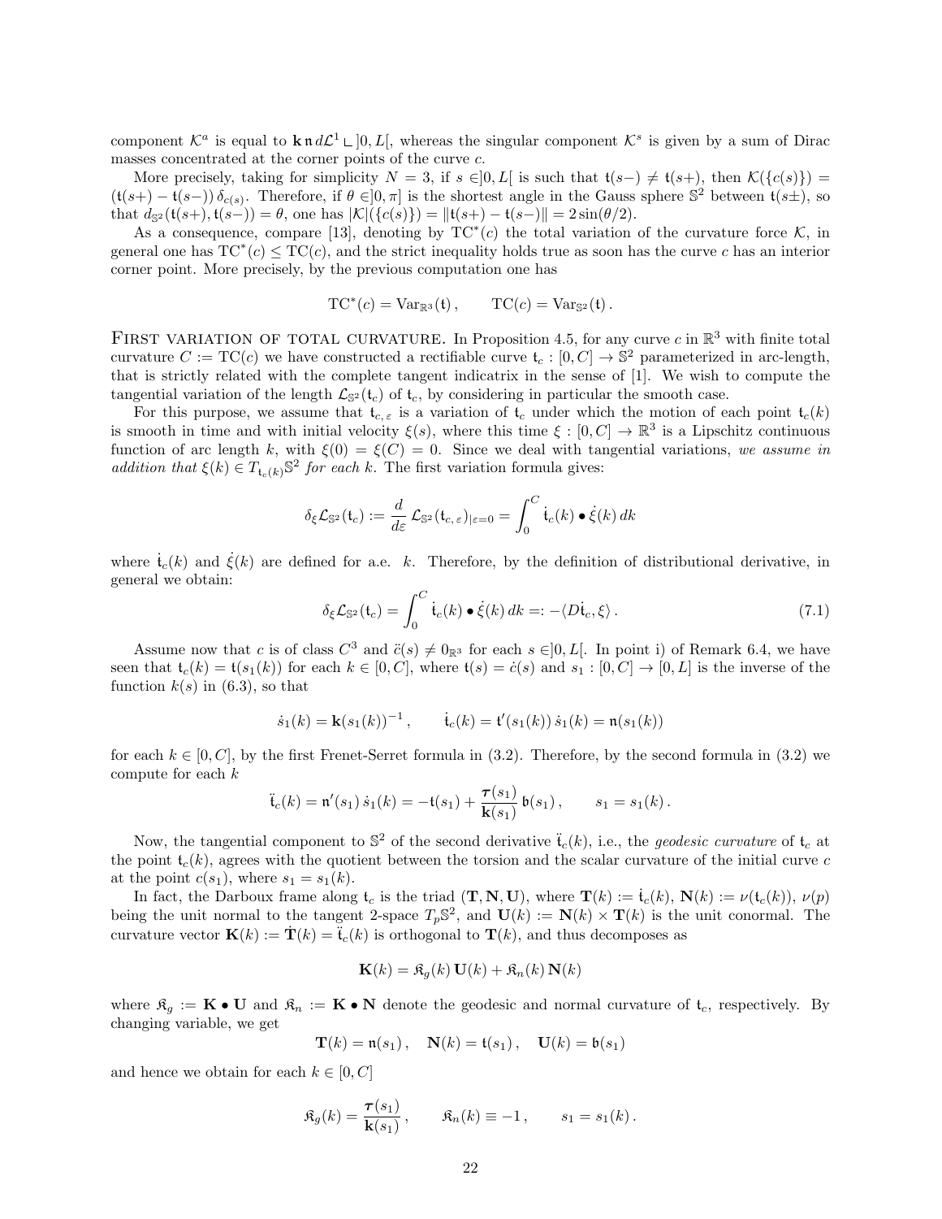component $\mathcal{K}^a$ is equal to $\mathbf{k}\,\mathfrak{n}\,d\mathcal{L}^1 \llcorner ]0,L[$, whereas the singular component $\mathcal{K}^s$ is given by a sum of Dirac masses concentrated at the corner points of the curve $c$.

More precisely, taking for simplicity $N=3$, if $s \in ]0,L[$ is such that $\mathfrak{t}(s-) \neq \mathfrak{t}(s+)$, then $\mathcal{K}(\{c(s)\}) = (\mathfrak{t}(s+) - \mathfrak{t}(s-))\,\delta_{c(s)}$. Therefore, if $\theta \in ]0,\pi]$ is the shortest angle in the Gauss sphere $\mathbb{S}^2$ between $\mathfrak{t}(s\pm)$, so that $d_{\mathbb{S}^2}(\mathfrak{t}(s+),\mathfrak{t}(s-)) = \theta$, one has $|\mathcal{K}|(\{c(s)\}) = \|\mathfrak{t}(s+) - \mathfrak{t}(s-)\| = 2\sin(\theta/2)$.

As a consequence, compare [13], denoting by $\mathrm{TC}^*(c)$ the total variation of the curvature force $\mathcal{K}$, in general one has $\mathrm{TC}^*(c) \leq \mathrm{TC}(c)$, and the strict inequality holds true as soon has the curve $c$ has an interior corner point. More precisely, by the previous computation one has

$$\mathrm{TC}^*(c) = \mathrm{Var}_{\mathbb{R}^3}(\mathfrak{t})\,, \qquad \mathrm{TC}(c) = \mathrm{Var}_{\mathbb{S}^2}(\mathfrak{t})\,.$$

First variation of total curvature. In Proposition 4.5, for any curve $c$ in $\mathbb{R}^3$ with finite total curvature $C := \mathrm{TC}(c)$ we have constructed a rectifiable curve $\mathfrak{t}_c : [0,C] \to \mathbb{S}^2$ parameterized in arc-length, that is strictly related with the complete tangent indicatrix in the sense of [1]. We wish to compute the tangential variation of the length $\mathcal{L}_{\mathbb{S}^2}(\mathfrak{t}_c)$ of $\mathfrak{t}_c$, by considering in particular the smooth case.

For this purpose, we assume that $\mathfrak{t}_{c,\varepsilon}$ is a variation of $\mathfrak{t}_c$ under which the motion of each point $\mathfrak{t}_c(k)$ is smooth in time and with initial velocity $\xi(s)$, where this time $\xi : [0,C] \to \mathbb{R}^3$ is a Lipschitz continuous function of arc length $k$, with $\xi(0) = \xi(C) = 0$. Since we deal with tangential variations, *we assume in addition that $\xi(k) \in T_{\mathfrak{t}_c(k)}\mathbb{S}^2$ for each $k$.* The first variation formula gives:

$$\delta_\xi \mathcal{L}_{\mathbb{S}^2}(\mathfrak{t}_c) := \frac{d}{d\varepsilon}\,\mathcal{L}_{\mathbb{S}^2}(\mathfrak{t}_{c,\varepsilon})_{|\varepsilon=0} = \int_0^C \dot{\mathfrak{t}}_c(k) \bullet \dot{\xi}(k)\,dk$$

where $\dot{\mathfrak{t}}_c(k)$ and $\dot{\xi}(k)$ are defined for a.e. $k$. Therefore, by the definition of distributional derivative, in general we obtain:

$$\delta_\xi \mathcal{L}_{\mathbb{S}^2}(\mathfrak{t}_c) = \int_0^C \dot{\mathfrak{t}}_c(k) \bullet \dot{\xi}(k)\,dk =: -\langle D\dot{\mathfrak{t}}_c, \xi \rangle\,. \tag{7.1}$$

Assume now that $c$ is of class $C^3$ and $\ddot{c}(s) \neq 0_{\mathbb{R}^3}$ for each $s \in ]0,L[$. In point i) of Remark 6.4, we have seen that $\mathfrak{t}_c(k) = \mathfrak{t}(s_1(k))$ for each $k \in [0,C]$, where $\mathfrak{t}(s) = \dot{c}(s)$ and $s_1 : [0,C] \to [0,L]$ is the inverse of the function $k(s)$ in (6.3), so that

$$\dot{s}_1(k) = \mathbf{k}(s_1(k))^{-1}\,, \qquad \dot{\mathfrak{t}}_c(k) = \mathfrak{t}'(s_1(k))\,\dot{s}_1(k) = \mathfrak{n}(s_1(k))$$

for each $k \in [0,C]$, by the first Frenet-Serret formula in (3.2). Therefore, by the second formula in (3.2) we compute for each $k$

$$\ddot{\mathfrak{t}}_c(k) = \mathfrak{n}'(s_1)\,\dot{s}_1(k) = -\mathfrak{t}(s_1) + \frac{\boldsymbol{\tau}(s_1)}{\mathbf{k}(s_1)}\,\mathfrak{b}(s_1)\,, \qquad s_1 = s_1(k)\,.$$

Now, the tangential component to $\mathbb{S}^2$ of the second derivative $\ddot{\mathfrak{t}}_c(k)$, i.e., the *geodesic curvature* of $\mathfrak{t}_c$ at the point $\mathfrak{t}_c(k)$, agrees with the quotient between the torsion and the scalar curvature of the initial curve $c$ at the point $c(s_1)$, where $s_1 = s_1(k)$.

In fact, the Darboux frame along $\mathfrak{t}_c$ is the triad $(\mathbf{T},\mathbf{N},\mathbf{U})$, where $\mathbf{T}(k) := \dot{\mathfrak{t}}_c(k)$, $\mathbf{N}(k) := \nu(\mathfrak{t}_c(k))$, $\nu(p)$ being the unit normal to the tangent 2-space $T_p\mathbb{S}^2$, and $\mathbf{U}(k) := \mathbf{N}(k) \times \mathbf{T}(k)$ is the unit conormal. The curvature vector $\mathbf{K}(k) := \dot{\mathbf{T}}(k) = \ddot{\mathfrak{t}}_c(k)$ is orthogonal to $\mathbf{T}(k)$, and thus decomposes as

$$\mathbf{K}(k) = \mathfrak{K}_g(k)\,\mathbf{U}(k) + \mathfrak{K}_n(k)\,\mathbf{N}(k)$$

where $\mathfrak{K}_g := \mathbf{K} \bullet \mathbf{U}$ and $\mathfrak{K}_n := \mathbf{K} \bullet \mathbf{N}$ denote the geodesic and normal curvature of $\mathfrak{t}_c$, respectively. By changing variable, we get

$$\mathbf{T}(k) = \mathfrak{n}(s_1)\,, \quad \mathbf{N}(k) = \mathfrak{t}(s_1)\,, \quad \mathbf{U}(k) = \mathfrak{b}(s_1)$$

and hence we obtain for each $k \in [0,C]$

$$\mathfrak{K}_g(k) = \frac{\boldsymbol{\tau}(s_1)}{\mathbf{k}(s_1)}\,, \qquad \mathfrak{K}_n(k) \equiv -1\,, \qquad s_1 = s_1(k)\,.$$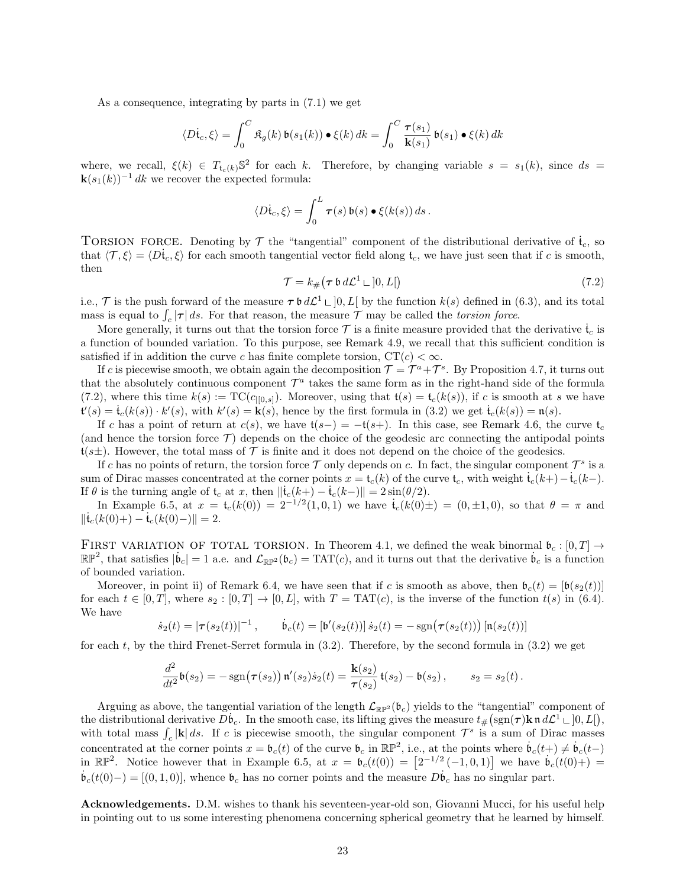As a consequence, integrating by parts in (7.1) we get

$$\langle D\dot{\mathfrak{t}}_c, \xi\rangle = \int_0^C \mathfrak{K}_g(k)\,\mathfrak{b}(s_1(k)) \bullet \xi(k)\,dk = \int_0^C \frac{\boldsymbol{\tau}(s_1)}{\mathbf{k}(s_1)}\,\mathfrak{b}(s_1) \bullet \xi(k)\,dk$$

where, we recall, $\xi(k) \in T_{\mathfrak{t}_c(k)}\mathbb{S}^2$ for each $k$. Therefore, by changing variable $s = s_1(k)$, since $ds = \mathbf{k}(s_1(k))^{-1}\,dk$ we recover the expected formula:

$$\langle D\dot{\mathfrak{t}}_c, \xi\rangle = \int_0^L \boldsymbol{\tau}(s)\,\mathfrak{b}(s) \bullet \xi(k(s))\,ds\,.$$

Torsion force. Denoting by $\mathcal{T}$ the "tangential" component of the distributional derivative of $\dot{\mathfrak{t}}_c$, so that $\langle \mathcal{T}, \xi\rangle = \langle D\dot{\mathfrak{t}}_c, \xi\rangle$ for each smooth tangential vector field along $\mathfrak{t}_c$, we have just seen that if $c$ is smooth, then

$$\mathcal{T} = k_\#\big(\boldsymbol{\tau}\,\mathfrak{b}\,d\mathcal{L}^1 \llcorner\, ]0,L[\big) \tag{7.2}$$

i.e., $\mathcal{T}$ is the push forward of the measure $\boldsymbol{\tau}\,\mathfrak{b}\,d\mathcal{L}^1 \llcorner\, ]0,L[$ by the function $k(s)$ defined in (6.3), and its total mass is equal to $\int_c |\boldsymbol{\tau}|\,ds$. For that reason, the measure $\mathcal{T}$ may be called the *torsion force*.

More generally, it turns out that the torsion force $\mathcal{T}$ is a finite measure provided that the derivative $\dot{\mathfrak{t}}_c$ is a function of bounded variation. To this purpose, see Remark 4.9, we recall that this sufficient condition is satisfied if in addition the curve $c$ has finite complete torsion, $\mathrm{CT}(c) < \infty$.

If $c$ is piecewise smooth, we obtain again the decomposition $\mathcal{T} = \mathcal{T}^a + \mathcal{T}^s$. By Proposition 4.7, it turns out that the absolutely continuous component $\mathcal{T}^a$ takes the same form as in the right-hand side of the formula (7.2), where this time $k(s) := \mathrm{TC}(c_{|[0,s]})$. Moreover, using that $\mathfrak{t}(s) = \mathfrak{t}_c(k(s))$, if $c$ is smooth at $s$ we have $\mathfrak{t}'(s) = \dot{\mathfrak{t}}_c(k(s)) \cdot k'(s)$, with $k'(s) = \mathbf{k}(s)$, hence by the first formula in (3.2) we get $\dot{\mathfrak{t}}_c(k(s)) = \mathfrak{n}(s)$.

If $c$ has a point of return at $c(s)$, we have $\mathfrak{t}(s-) = -\mathfrak{t}(s+)$. In this case, see Remark 4.6, the curve $\mathfrak{t}_c$ (and hence the torsion force $\mathcal{T}$) depends on the choice of the geodesic arc connecting the antipodal points $\mathfrak{t}(s\pm)$. However, the total mass of $\mathcal{T}$ is finite and it does not depend on the choice of the geodesics.

If $c$ has no points of return, the torsion force $\mathcal{T}$ only depends on $c$. In fact, the singular component $\mathcal{T}^s$ is a sum of Dirac masses concentrated at the corner points $x = \mathfrak{t}_c(k)$ of the curve $\mathfrak{t}_c$, with weight $\dot{\mathfrak{t}}_c(k+) - \dot{\mathfrak{t}}_c(k-)$. If $\theta$ is the turning angle of $\mathfrak{t}_c$ at $x$, then $\|\dot{\mathfrak{t}}_c(k+) - \dot{\mathfrak{t}}_c(k-)\| = 2\sin(\theta/2)$.

In Example 6.5, at $x = \mathfrak{t}_c(k(0)) = 2^{-1/2}(1,0,1)$ we have $\dot{\mathfrak{t}}_c(k(0)\pm) = (0,\pm 1,0)$, so that $\theta = \pi$ and $\|\dot{\mathfrak{t}}_c(k(0)+) - \dot{\mathfrak{t}}_c(k(0)-)\| = 2$.

First variation of total torsion. In Theorem 4.1, we defined the weak binormal $\mathfrak{b}_c : [0,T] \to \mathbb{RP}^2$, that satisfies $|\dot{\mathfrak{b}}_c| = 1$ a.e. and $\mathcal{L}_{\mathbb{RP}^2}(\mathfrak{b}_c) = \mathrm{TAT}(c)$, and it turns out that the derivative $\dot{\mathfrak{b}}_c$ is a function of bounded variation.

Moreover, in point ii) of Remark 6.4, we have seen that if $c$ is smooth as above, then $\mathfrak{b}_c(t) = [\mathfrak{b}(s_2(t))]$ for each $t \in [0,T]$, where $s_2 : [0,T] \to [0,L]$, with $T = \mathrm{TAT}(c)$, is the inverse of the function $t(s)$ in (6.4). We have

$$\dot{s}_2(t) = |\boldsymbol{\tau}(s_2(t))|^{-1}\,, \qquad \dot{\mathfrak{b}}_c(t) = [\mathfrak{b}'(s_2(t))]\,\dot{s}_2(t) = -\operatorname{sgn}\big(\boldsymbol{\tau}(s_2(t))\big)\,[\mathfrak{n}(s_2(t))]$$

for each $t$, by the third Frenet-Serret formula in (3.2). Therefore, by the second formula in (3.2) we get

$$\frac{d^2}{dt^2}\mathfrak{b}(s_2) = -\operatorname{sgn}\big(\boldsymbol{\tau}(s_2)\big)\,\mathfrak{n}'(s_2)\dot{s}_2(t) = \frac{\mathbf{k}(s_2)}{\boldsymbol{\tau}(s_2)}\,\mathfrak{t}(s_2) - \mathfrak{b}(s_2)\,, \qquad s_2 = s_2(t)\,.$$

Arguing as above, the tangential variation of the length $\mathcal{L}_{\mathbb{RP}^2}(\mathfrak{b}_c)$ yields to the "tangential" component of the distributional derivative $D\dot{\mathfrak{b}}_c$. In the smooth case, its lifting gives the measure $t_\#\big(\operatorname{sgn}(\boldsymbol{\tau})\mathbf{k}\,\mathfrak{n}\,d\mathcal{L}^1 \llcorner\, ]0,L[\big)$, with total mass $\int_c |\mathbf{k}|\,ds$. If $c$ is piecewise smooth, the singular component $\mathcal{T}^s$ is a sum of Dirac masses concentrated at the corner points $x = \mathfrak{b}_c(t)$ of the curve $\mathfrak{b}_c$ in $\mathbb{RP}^2$, i.e., at the points where $\dot{\mathfrak{b}}_c(t+) \neq \dot{\mathfrak{b}}_c(t-)$ in $\mathbb{RP}^2$. Notice however that in Example 6.5, at $x = \mathfrak{b}_c(t(0)) = \big[2^{-1/2}(-1,0,1)\big]$ we have $\dot{\mathfrak{b}}_c(t(0)+) = \dot{\mathfrak{b}}_c(t(0)-) = [(0,1,0)]$, whence $\mathfrak{b}_c$ has no corner points and the measure $D\dot{\mathfrak{b}}_c$ has no singular part.

**Acknowledgements.** D.M. wishes to thank his seventeen-year-old son, Giovanni Mucci, for his useful help in pointing out to us some interesting phenomena concerning spherical geometry that he learned by himself.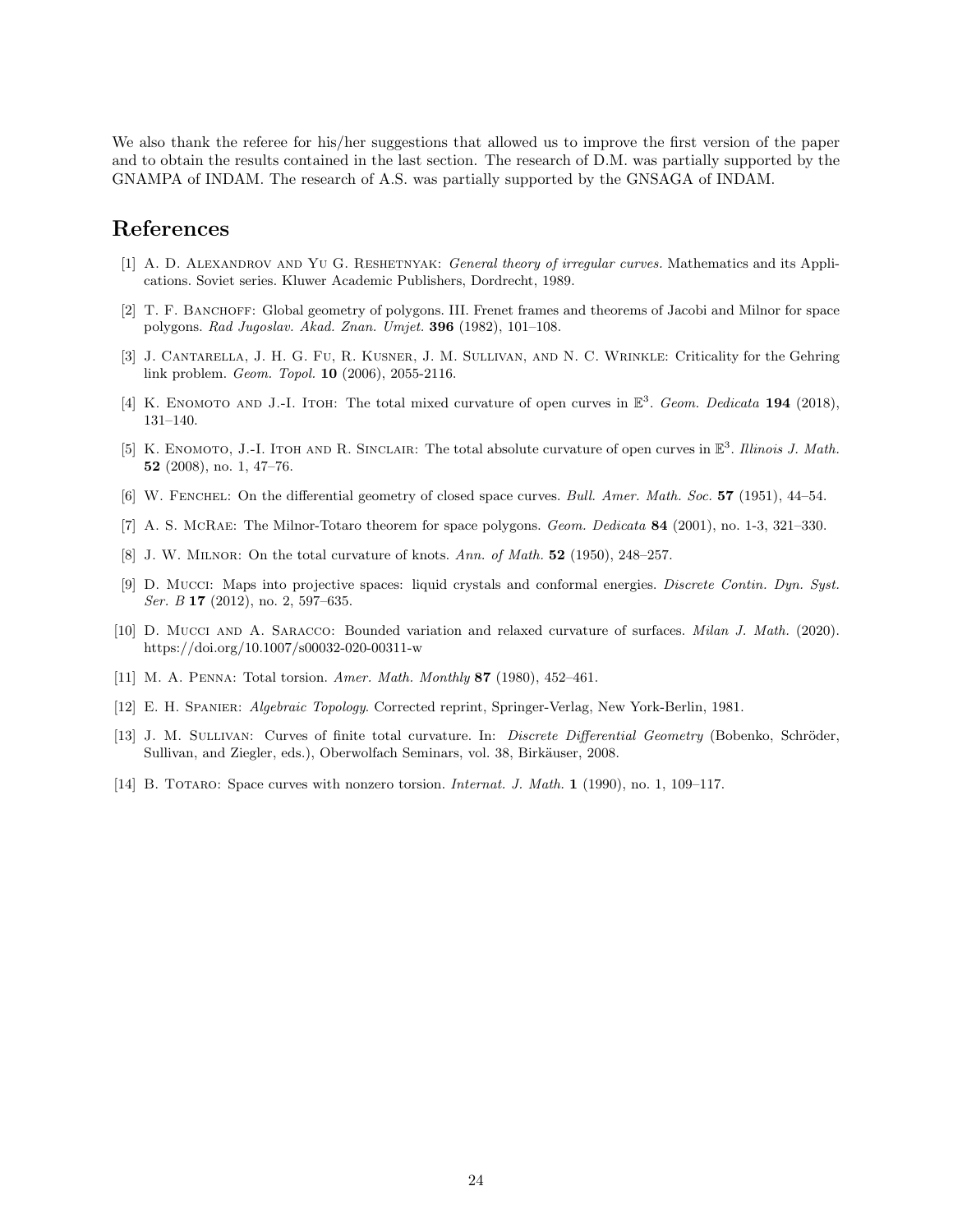We also thank the referee for his/her suggestions that allowed us to improve the first version of the paper and to obtain the results contained in the last section. The research of D.M. was partially supported by the GNAMPA of INDAM. The research of A.S. was partially supported by the GNSAGA of INDAM.

# References

[1] A. D. Alexandrov and Yu G. Reshetnyak: *General theory of irregular curves.* Mathematics and its Applications. Soviet series. Kluwer Academic Publishers, Dordrecht, 1989.

[2] T. F. Banchoff: Global geometry of polygons. III. Frenet frames and theorems of Jacobi and Milnor for space polygons. *Rad Jugoslav. Akad. Znan. Umjet.* **396** (1982), 101–108.

[3] J. Cantarella, J. H. G. Fu, R. Kusner, J. M. Sullivan, and N. C. Wrinkle: Criticality for the Gehring link problem. *Geom. Topol.* **10** (2006), 2055-2116.

[4] K. Enomoto and J.-I. Itoh: The total mixed curvature of open curves in $\mathbb{E}^3$. *Geom. Dedicata* **194** (2018), 131–140.

[5] K. Enomoto, J.-I. Itoh and R. Sinclair: The total absolute curvature of open curves in $\mathbb{E}^3$. *Illinois J. Math.* **52** (2008), no. 1, 47–76.

[6] W. Fenchel: On the differential geometry of closed space curves. *Bull. Amer. Math. Soc.* **57** (1951), 44–54.

[7] A. S. McRae: The Milnor-Totaro theorem for space polygons. *Geom. Dedicata* **84** (2001), no. 1-3, 321–330.

[8] J. W. Milnor: On the total curvature of knots. *Ann. of Math.* **52** (1950), 248–257.

[9] D. Mucci: Maps into projective spaces: liquid crystals and conformal energies. *Discrete Contin. Dyn. Syst. Ser. B* **17** (2012), no. 2, 597–635.

[10] D. Mucci and A. Saracco: Bounded variation and relaxed curvature of surfaces. *Milan J. Math.* (2020). https://doi.org/10.1007/s00032-020-00311-w

[11] M. A. Penna: Total torsion. *Amer. Math. Monthly* **87** (1980), 452–461.

[12] E. H. Spanier: *Algebraic Topology.* Corrected reprint, Springer-Verlag, New York-Berlin, 1981.

[13] J. M. Sullivan: Curves of finite total curvature. In: *Discrete Differential Geometry* (Bobenko, Schröder, Sullivan, and Ziegler, eds.), Oberwolfach Seminars, vol. 38, Birkäuser, 2008.

[14] B. Totaro: Space curves with nonzero torsion. *Internat. J. Math.* **1** (1990), no. 1, 109–117.